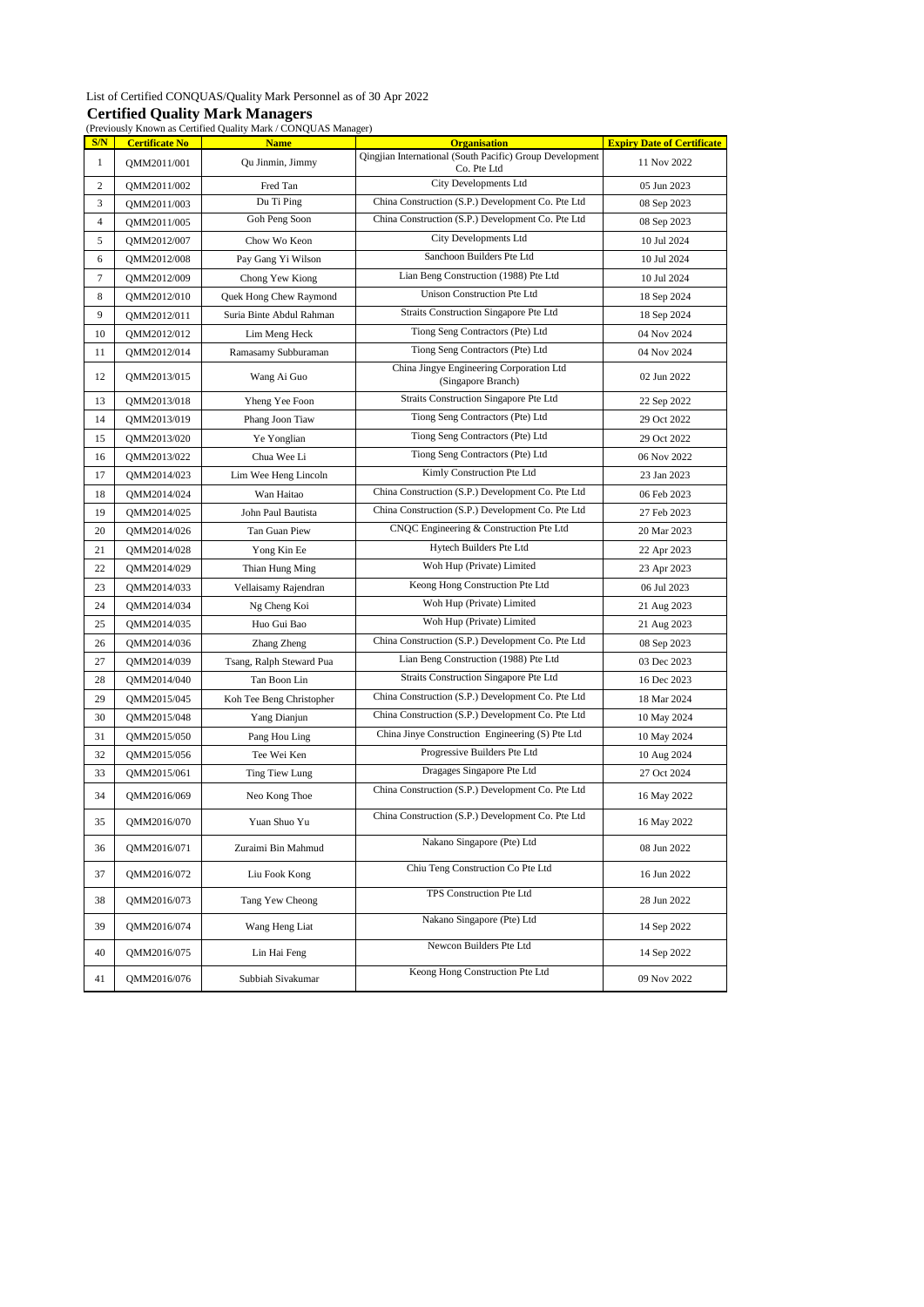List of Certified CONQUAS/Quality Mark Personnel as of 30 Apr 2022

## Certified Quality Mark Managers

(Previously Known as Certified Quality Mark / CONQUAS Manager)

| S/N | Certificate No | Name | Organisation | Expiry Date of Certificate |
|---|---|---|---|---|
| 1 | QMM2011/001 | Qu Jinmin, Jimmy | Qingjian International (South Pacific) Group Development Co. Pte Ltd | 11 Nov 2022 |
| 2 | QMM2011/002 | Fred Tan | City Developments Ltd | 05 Jun 2023 |
| 3 | QMM2011/003 | Du Ti Ping | China Construction (S.P.) Development Co. Pte Ltd | 08 Sep 2023 |
| 4 | QMM2011/005 | Goh Peng Soon | China Construction (S.P.) Development Co. Pte Ltd | 08 Sep 2023 |
| 5 | QMM2012/007 | Chow Wo Keon | City Developments Ltd | 10 Jul 2024 |
| 6 | QMM2012/008 | Pay Gang Yi Wilson | Sanchoon Builders Pte Ltd | 10 Jul 2024 |
| 7 | QMM2012/009 | Chong Yew Kiong | Lian Beng Construction (1988) Pte Ltd | 10 Jul 2024 |
| 8 | QMM2012/010 | Quek Hong Chew Raymond | Unison Construction Pte Ltd | 18 Sep 2024 |
| 9 | QMM2012/011 | Suria Binte Abdul Rahman | Straits Construction Singapore Pte Ltd | 18 Sep 2024 |
| 10 | QMM2012/012 | Lim Meng Heck | Tiong Seng Contractors (Pte) Ltd | 04 Nov 2024 |
| 11 | QMM2012/014 | Ramasamy Subburaman | Tiong Seng Contractors (Pte) Ltd | 04 Nov 2024 |
| 12 | QMM2013/015 | Wang Ai Guo | China Jingye Engineering Corporation Ltd (Singapore Branch) | 02 Jun 2022 |
| 13 | QMM2013/018 | Yheng Yee Foon | Straits Construction Singapore Pte Ltd | 22 Sep 2022 |
| 14 | QMM2013/019 | Phang Joon Tiaw | Tiong Seng Contractors (Pte) Ltd | 29 Oct 2022 |
| 15 | QMM2013/020 | Ye Yonglian | Tiong Seng Contractors (Pte) Ltd | 29 Oct 2022 |
| 16 | QMM2013/022 | Chua Wee Li | Tiong Seng Contractors (Pte) Ltd | 06 Nov 2022 |
| 17 | QMM2014/023 | Lim Wee Heng Lincoln | Kimly Construction Pte Ltd | 23 Jan 2023 |
| 18 | QMM2014/024 | Wan Haitao | China Construction (S.P.) Development Co. Pte Ltd | 06 Feb 2023 |
| 19 | QMM2014/025 | John Paul Bautista | China Construction (S.P.) Development Co. Pte Ltd | 27 Feb 2023 |
| 20 | QMM2014/026 | Tan Guan Piew | CNQC Engineering & Construction Pte Ltd | 20 Mar 2023 |
| 21 | QMM2014/028 | Yong Kin Ee | Hytech Builders Pte Ltd | 22 Apr 2023 |
| 22 | QMM2014/029 | Thian Hung Ming | Woh Hup (Private) Limited | 23 Apr 2023 |
| 23 | QMM2014/033 | Vellaisamy Rajendran | Keong Hong Construction Pte Ltd | 06 Jul 2023 |
| 24 | QMM2014/034 | Ng Cheng Koi | Woh Hup (Private) Limited | 21 Aug 2023 |
| 25 | QMM2014/035 | Huo Gui Bao | Woh Hup (Private) Limited | 21 Aug 2023 |
| 26 | QMM2014/036 | Zhang Zheng | China Construction (S.P.) Development Co. Pte Ltd | 08 Sep 2023 |
| 27 | QMM2014/039 | Tsang, Ralph Steward Pua | Lian Beng Construction (1988) Pte Ltd | 03 Dec 2023 |
| 28 | QMM2014/040 | Tan Boon Lin | Straits Construction Singapore Pte Ltd | 16 Dec 2023 |
| 29 | QMM2015/045 | Koh Tee Beng Christopher | China Construction (S.P.) Development Co. Pte Ltd | 18 Mar 2024 |
| 30 | QMM2015/048 | Yang Dianjun | China Construction (S.P.) Development Co. Pte Ltd | 10 May 2024 |
| 31 | QMM2015/050 | Pang Hou Ling | China Jinye Construction Engineering (S) Pte Ltd | 10 May 2024 |
| 32 | QMM2015/056 | Tee Wei Ken | Progressive Builders Pte Ltd | 10 Aug 2024 |
| 33 | QMM2015/061 | Ting Tiew Lung | Dragages Singapore Pte Ltd | 27 Oct 2024 |
| 34 | QMM2016/069 | Neo Kong Thoe | China Construction (S.P.) Development Co. Pte Ltd | 16 May 2022 |
| 35 | QMM2016/070 | Yuan Shuo Yu | China Construction (S.P.) Development Co. Pte Ltd | 16 May 2022 |
| 36 | QMM2016/071 | Zuraimi Bin Mahmud | Nakano Singapore (Pte) Ltd | 08 Jun 2022 |
| 37 | QMM2016/072 | Liu Fook Kong | Chiu Teng Construction Co Pte Ltd | 16 Jun 2022 |
| 38 | QMM2016/073 | Tang Yew Cheong | TPS Construction Pte Ltd | 28 Jun 2022 |
| 39 | QMM2016/074 | Wang Heng Liat | Nakano Singapore (Pte) Ltd | 14 Sep 2022 |
| 40 | QMM2016/075 | Lin Hai Feng | Newcon Builders Pte Ltd | 14 Sep 2022 |
| 41 | QMM2016/076 | Subbiah Sivakumar | Keong Hong Construction Pte Ltd | 09 Nov 2022 |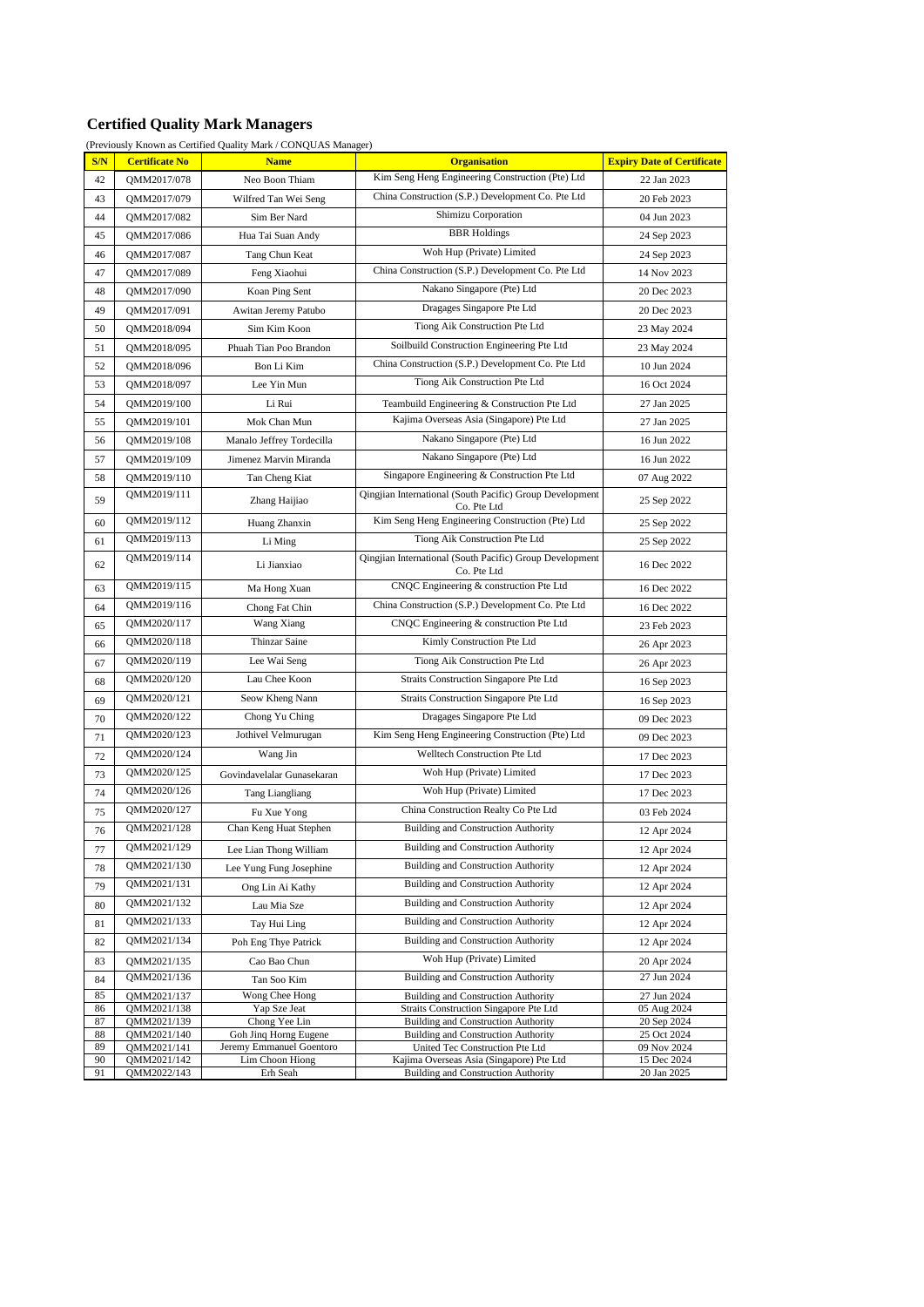## Certified Quality Mark Managers

(Previously Known as Certified Quality Mark / CONQUAS Manager)

| S/N | Certificate No | Name | Organisation | Expiry Date of Certificate |
|---|---|---|---|---|
| 42 | QMM2017/078 | Neo Boon Thiam | Kim Seng Heng Engineering Construction (Pte) Ltd | 22 Jan 2023 |
| 43 | QMM2017/079 | Wilfred Tan Wei Seng | China Construction (S.P.) Development Co. Pte Ltd | 20 Feb 2023 |
| 44 | QMM2017/082 | Sim Ber Nard | Shimizu Corporation | 04 Jun 2023 |
| 45 | QMM2017/086 | Hua Tai Suan Andy | BBR Holdings | 24 Sep 2023 |
| 46 | QMM2017/087 | Tang Chun Keat | Woh Hup (Private) Limited | 24 Sep 2023 |
| 47 | QMM2017/089 | Feng Xiaohui | China Construction (S.P.) Development Co. Pte Ltd | 14 Nov 2023 |
| 48 | QMM2017/090 | Koan Ping Sent | Nakano Singapore (Pte) Ltd | 20 Dec 2023 |
| 49 | QMM2017/091 | Awitan Jeremy Patubo | Dragages Singapore Pte Ltd | 20 Dec 2023 |
| 50 | QMM2018/094 | Sim Kim Koon | Tiong Aik Construction Pte Ltd | 23 May 2024 |
| 51 | QMM2018/095 | Phuah Tian Poo Brandon | Soilbuild Construction Engineering Pte Ltd | 23 May 2024 |
| 52 | QMM2018/096 | Bon Li Kim | China Construction (S.P.) Development Co. Pte Ltd | 10 Jun 2024 |
| 53 | QMM2018/097 | Lee Yin Mun | Tiong Aik Construction Pte Ltd | 16 Oct 2024 |
| 54 | QMM2019/100 | Li Rui | Teambuild Engineering & Construction Pte Ltd | 27 Jan 2025 |
| 55 | QMM2019/101 | Mok Chan Mun | Kajima Overseas Asia (Singapore) Pte Ltd | 27 Jan 2025 |
| 56 | QMM2019/108 | Manalo Jeffrey Tordecilla | Nakano Singapore (Pte) Ltd | 16 Jun 2022 |
| 57 | QMM2019/109 | Jimenez Marvin Miranda | Nakano Singapore (Pte) Ltd | 16 Jun 2022 |
| 58 | QMM2019/110 | Tan Cheng Kiat | Singapore Engineering & Construction Pte Ltd | 07 Aug 2022 |
| 59 | QMM2019/111 | Zhang Haijiao | Qingjian International (South Pacific) Group Development Co. Pte Ltd | 25 Sep 2022 |
| 60 | QMM2019/112 | Huang Zhanxin | Kim Seng Heng Engineering Construction (Pte) Ltd | 25 Sep 2022 |
| 61 | QMM2019/113 | Li Ming | Tiong Aik Construction Pte Ltd | 25 Sep 2022 |
| 62 | QMM2019/114 | Li Jianxiao | Qingjian International (South Pacific) Group Development Co. Pte Ltd | 16 Dec 2022 |
| 63 | QMM2019/115 | Ma Hong Xuan | CNQC Engineering & construction Pte Ltd | 16 Dec 2022 |
| 64 | QMM2019/116 | Chong Fat Chin | China Construction (S.P.) Development Co. Pte Ltd | 16 Dec 2022 |
| 65 | QMM2020/117 | Wang Xiang | CNQC Engineering & construction Pte Ltd | 23 Feb 2023 |
| 66 | QMM2020/118 | Thinzar Saine | Kimly Construction Pte Ltd | 26 Apr 2023 |
| 67 | QMM2020/119 | Lee Wai Seng | Tiong Aik Construction Pte Ltd | 26 Apr 2023 |
| 68 | QMM2020/120 | Lau Chee Koon | Straits Construction Singapore Pte Ltd | 16 Sep 2023 |
| 69 | QMM2020/121 | Seow Kheng Nann | Straits Construction Singapore Pte Ltd | 16 Sep 2023 |
| 70 | QMM2020/122 | Chong Yu Ching | Dragages Singapore Pte Ltd | 09 Dec 2023 |
| 71 | QMM2020/123 | Jothivel Velmurugan | Kim Seng Heng Engineering Construction (Pte) Ltd | 09 Dec 2023 |
| 72 | QMM2020/124 | Wang Jin | Welltech Construction Pte Ltd | 17 Dec 2023 |
| 73 | QMM2020/125 | Govindavelalar Gunasekaran | Woh Hup (Private) Limited | 17 Dec 2023 |
| 74 | QMM2020/126 | Tang Liangliang | Woh Hup (Private) Limited | 17 Dec 2023 |
| 75 | QMM2020/127 | Fu Xue Yong | China Construction Realty Co Pte Ltd | 03 Feb 2024 |
| 76 | QMM2021/128 | Chan Keng Huat Stephen | Building and Construction Authority | 12 Apr 2024 |
| 77 | QMM2021/129 | Lee Lian Thong William | Building and Construction Authority | 12 Apr 2024 |
| 78 | QMM2021/130 | Lee Yung Fung Josephine | Building and Construction Authority | 12 Apr 2024 |
| 79 | QMM2021/131 | Ong Lin Ai Kathy | Building and Construction Authority | 12 Apr 2024 |
| 80 | QMM2021/132 | Lau Mia Sze | Building and Construction Authority | 12 Apr 2024 |
| 81 | QMM2021/133 | Tay Hui Ling | Building and Construction Authority | 12 Apr 2024 |
| 82 | QMM2021/134 | Poh Eng Thye Patrick | Building and Construction Authority | 12 Apr 2024 |
| 83 | QMM2021/135 | Cao Bao Chun | Woh Hup (Private) Limited | 20 Apr 2024 |
| 84 | QMM2021/136 | Tan Soo Kim | Building and Construction Authority | 27 Jun 2024 |
| 85 | QMM2021/137 | Wong Chee Hong | Building and Construction Authority | 27 Jun 2024 |
| 86 | QMM2021/138 | Yap Sze Jeat | Straits Construction Singapore Pte Ltd | 05 Aug 2024 |
| 87 | QMM2021/139 | Chong Yee Lin | Building and Construction Authority | 20 Sep 2024 |
| 88 | QMM2021/140 | Goh Jinq Horng Eugene | Building and Construction Authority | 25 Oct 2024 |
| 89 | QMM2021/141 | Jeremy Emmanuel Goentoro | United Tec Construction Pte Ltd | 09 Nov 2024 |
| 90 | QMM2021/142 | Lim Choon Hiong | Kajima Overseas Asia (Singapore) Pte Ltd | 15 Dec 2024 |
| 91 | QMM2022/143 | Erh Seah | Building and Construction Authority | 20 Jan 2025 |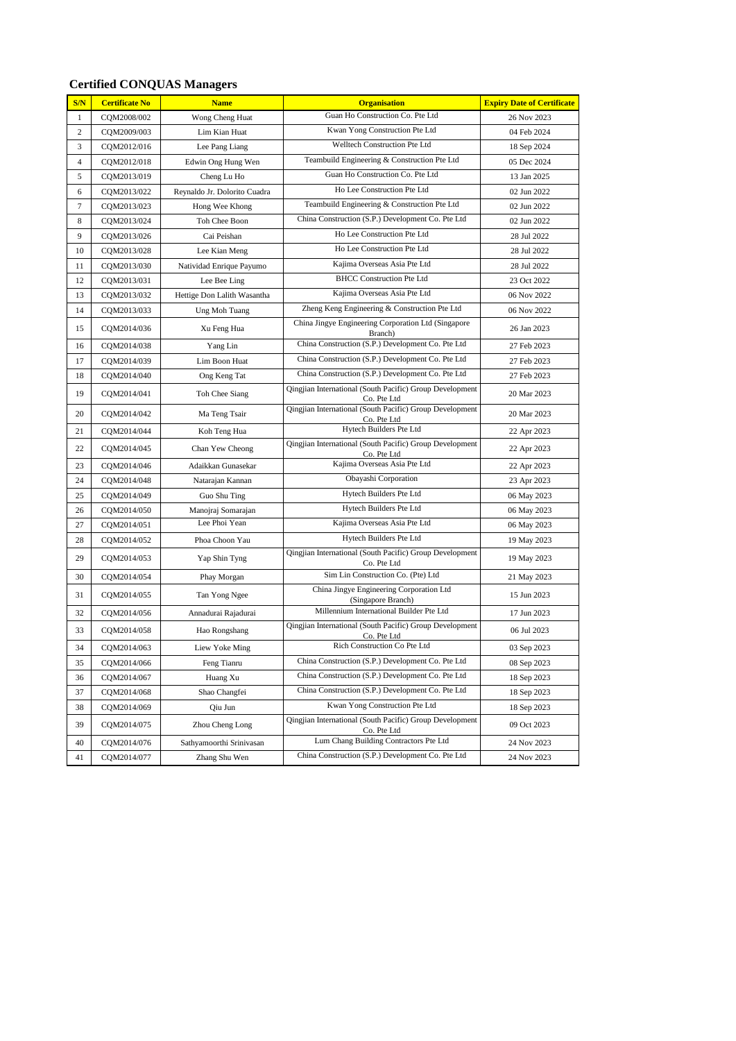## Certified CONQUAS Managers

| S/N | Certificate No | Name | Organisation | Expiry Date of Certificate |
|---|---|---|---|---|
| 1 | CQM2008/002 | Wong Cheng Huat | Guan Ho Construction Co. Pte Ltd | 26 Nov 2023 |
| 2 | CQM2009/003 | Lim Kian Huat | Kwan Yong Construction Pte Ltd | 04 Feb 2024 |
| 3 | CQM2012/016 | Lee Pang Liang | Welltech Construction Pte Ltd | 18 Sep 2024 |
| 4 | CQM2012/018 | Edwin Ong Hung Wen | Teambuild Engineering & Construction Pte Ltd | 05 Dec 2024 |
| 5 | CQM2013/019 | Cheng Lu Ho | Guan Ho Construction Co. Pte Ltd | 13 Jan 2025 |
| 6 | CQM2013/022 | Reynaldo Jr. Dolorito Cuadra | Ho Lee Construction Pte Ltd | 02 Jun 2022 |
| 7 | CQM2013/023 | Hong Wee Khong | Teambuild Engineering & Construction Pte Ltd | 02 Jun 2022 |
| 8 | CQM2013/024 | Toh Chee Boon | China Construction (S.P.) Development Co. Pte Ltd | 02 Jun 2022 |
| 9 | CQM2013/026 | Cai Peishan | Ho Lee Construction Pte Ltd | 28 Jul 2022 |
| 10 | CQM2013/028 | Lee Kian Meng | Ho Lee Construction Pte Ltd | 28 Jul 2022 |
| 11 | CQM2013/030 | Natividad Enrique Payumo | Kajima Overseas Asia Pte Ltd | 28 Jul 2022 |
| 12 | CQM2013/031 | Lee Bee Ling | BHCC Construction Pte Ltd | 23 Oct 2022 |
| 13 | CQM2013/032 | Hettige Don Lalith Wasantha | Kajima Overseas Asia Pte Ltd | 06 Nov 2022 |
| 14 | CQM2013/033 | Ung Moh Tuang | Zheng Keng Engineering & Construction Pte Ltd | 06 Nov 2022 |
| 15 | CQM2014/036 | Xu Feng Hua | China Jingye Engineering Corporation Ltd (Singapore Branch) | 26 Jan 2023 |
| 16 | CQM2014/038 | Yang Lin | China Construction (S.P.) Development Co. Pte Ltd | 27 Feb 2023 |
| 17 | CQM2014/039 | Lim Boon Huat | China Construction (S.P.) Development Co. Pte Ltd | 27 Feb 2023 |
| 18 | CQM2014/040 | Ong Keng Tat | China Construction (S.P.) Development Co. Pte Ltd | 27 Feb 2023 |
| 19 | CQM2014/041 | Toh Chee Siang | Qingjian International (South Pacific) Group Development Co. Pte Ltd | 20 Mar 2023 |
| 20 | CQM2014/042 | Ma Teng Tsair | Qingjian International (South Pacific) Group Development Co. Pte Ltd | 20 Mar 2023 |
| 21 | CQM2014/044 | Koh Teng Hua | Hytech Builders Pte Ltd | 22 Apr 2023 |
| 22 | CQM2014/045 | Chan Yew Cheong | Qingjian International (South Pacific) Group Development Co. Pte Ltd | 22 Apr 2023 |
| 23 | CQM2014/046 | Adaikkan Gunasekar | Kajima Overseas Asia Pte Ltd | 22 Apr 2023 |
| 24 | CQM2014/048 | Natarajan Kannan | Obayashi Corporation | 23 Apr 2023 |
| 25 | CQM2014/049 | Guo Shu Ting | Hytech Builders Pte Ltd | 06 May 2023 |
| 26 | CQM2014/050 | Manojraj Somarajan | Hytech Builders Pte Ltd | 06 May 2023 |
| 27 | CQM2014/051 | Lee Phoi Yean | Kajima Overseas Asia Pte Ltd | 06 May 2023 |
| 28 | CQM2014/052 | Phoa Choon Yau | Hytech Builders Pte Ltd | 19 May 2023 |
| 29 | CQM2014/053 | Yap Shin Tyng | Qingjian International (South Pacific) Group Development Co. Pte Ltd | 19 May 2023 |
| 30 | CQM2014/054 | Phay Morgan | Sim Lin Construction Co. (Pte) Ltd | 21 May 2023 |
| 31 | CQM2014/055 | Tan Yong Ngee | China Jingye Engineering Corporation Ltd (Singapore Branch) | 15 Jun 2023 |
| 32 | CQM2014/056 | Annadurai Rajadurai | Millennium International Builder Pte Ltd | 17 Jun 2023 |
| 33 | CQM2014/058 | Hao Rongshang | Qingjian International (South Pacific) Group Development Co. Pte Ltd | 06 Jul 2023 |
| 34 | CQM2014/063 | Liew Yoke Ming | Rich Construction Co Pte Ltd | 03 Sep 2023 |
| 35 | CQM2014/066 | Feng Tianru | China Construction (S.P.) Development Co. Pte Ltd | 08 Sep 2023 |
| 36 | CQM2014/067 | Huang Xu | China Construction (S.P.) Development Co. Pte Ltd | 18 Sep 2023 |
| 37 | CQM2014/068 | Shao Changfei | China Construction (S.P.) Development Co. Pte Ltd | 18 Sep 2023 |
| 38 | CQM2014/069 | Qiu Jun | Kwan Yong Construction Pte Ltd | 18 Sep 2023 |
| 39 | CQM2014/075 | Zhou Cheng Long | Qingjian International (South Pacific) Group Development Co. Pte Ltd | 09 Oct 2023 |
| 40 | CQM2014/076 | Sathyamoorthi Srinivasan | Lum Chang Building Contractors Pte Ltd | 24 Nov 2023 |
| 41 | CQM2014/077 | Zhang Shu Wen | China Construction (S.P.) Development Co. Pte Ltd | 24 Nov 2023 |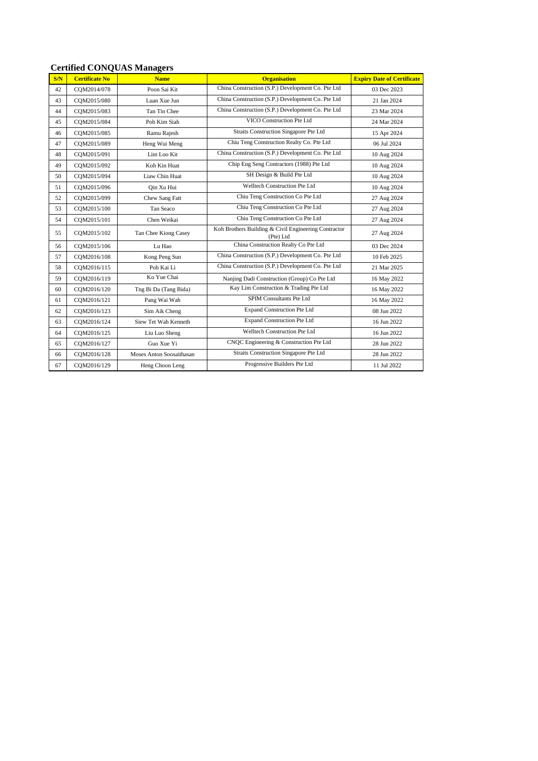## Certified CONQUAS Managers

| S/N | Certificate No | Name | Organisation | Expiry Date of Certificate |
|---|---|---|---|---|
| 42 | CQM2014/078 | Poon Sai Kit | China Construction (S.P.) Development Co. Pte Ltd | 03 Dec 2023 |
| 43 | CQM2015/080 | Luan Xue Jun | China Construction (S.P.) Development Co. Pte Ltd | 21 Jan 2024 |
| 44 | CQM2015/083 | Tan Tin Chee | China Construction (S.P.) Development Co. Pte Ltd | 23 Mar 2024 |
| 45 | CQM2015/084 | Poh Kim Siah | VICO Construction Pte Ltd | 24 Mar 2024 |
| 46 | CQM2015/085 | Ramu Rajesh | Straits Construction Singapore Pte Ltd | 15 Apr 2024 |
| 47 | CQM2015/089 | Heng Wui Meng | Chiu Teng Construction Realty Co. Pte Ltd | 06 Jul 2024 |
| 48 | CQM2015/091 | Lim Loo Kit | China Construction (S.P.) Development Co. Pte Ltd | 10 Aug 2024 |
| 49 | CQM2015/092 | Koh Kin Huat | Chip Eng Seng Contractors (1988) Pte Ltd | 10 Aug 2024 |
| 50 | CQM2015/094 | Liaw Chin Huat | SH Design & Build Pte Ltd | 10 Aug 2024 |
| 51 | CQM2015/096 | Qin Xu Hui | Welltech Construction Pte Ltd | 10 Aug 2024 |
| 52 | CQM2015/099 | Chew Sang Fatt | Chiu Teng Construction Co Pte Ltd | 27 Aug 2024 |
| 53 | CQM2015/100 | Tan Seaco | Chiu Teng Construction Co Pte Ltd | 27 Aug 2024 |
| 54 | CQM2015/101 | Chen Weikai | Chiu Teng Construction Co Pte Ltd | 27 Aug 2024 |
| 55 | CQM2015/102 | Tan Chee Kiong Casey | Koh Brothers Building & Civil Engineering Contractor (Pte) Ltd | 27 Aug 2024 |
| 56 | CQM2015/106 | Lu Hao | China Construction Realty Co Pte Ltd | 03 Dec 2024 |
| 57 | CQM2016/108 | Kong Peng Sun | China Construction (S.P.) Development Co. Pte Ltd | 10 Feb 2025 |
| 58 | CQM2016/115 | Poh Kai Li | China Construction (S.P.) Development Co. Pte Ltd | 21 Mar 2025 |
| 59 | CQM2016/119 | Ko Yue Chai | Nanjing Dadi Construction (Group) Co Pte Ltd | 16 May 2022 |
| 60 | CQM2016/120 | Tng Bi Da (Tang Bida) | Kay Lim Construction & Trading Pte Ltd | 16 May 2022 |
| 61 | CQM2016/121 | Pang Wai Wah | SPIM Consultants Pte Ltd | 16 May 2022 |
| 62 | CQM2016/123 | Sim Aik Cheng | Expand Construction Pte Ltd | 08 Jun 2022 |
| 63 | CQM2016/124 | Siew Tet Wah Kenneth | Expand Construction Pte Ltd | 16 Jun 2022 |
| 64 | CQM2016/125 | Liu Luo Sheng | Welltech Construction Pte Ltd | 16 Jun 2022 |
| 65 | CQM2016/127 | Guo Xue Yi | CNQC Engineering & Construction Pte Ltd | 28 Jun 2022 |
| 66 | CQM2016/128 | Moses Anton Soosaithasan | Straits Construction Singapore Pte Ltd | 28 Jun 2022 |
| 67 | CQM2016/129 | Heng Choon Leng | Progressive Builders Pte Ltd | 11 Jul 2022 |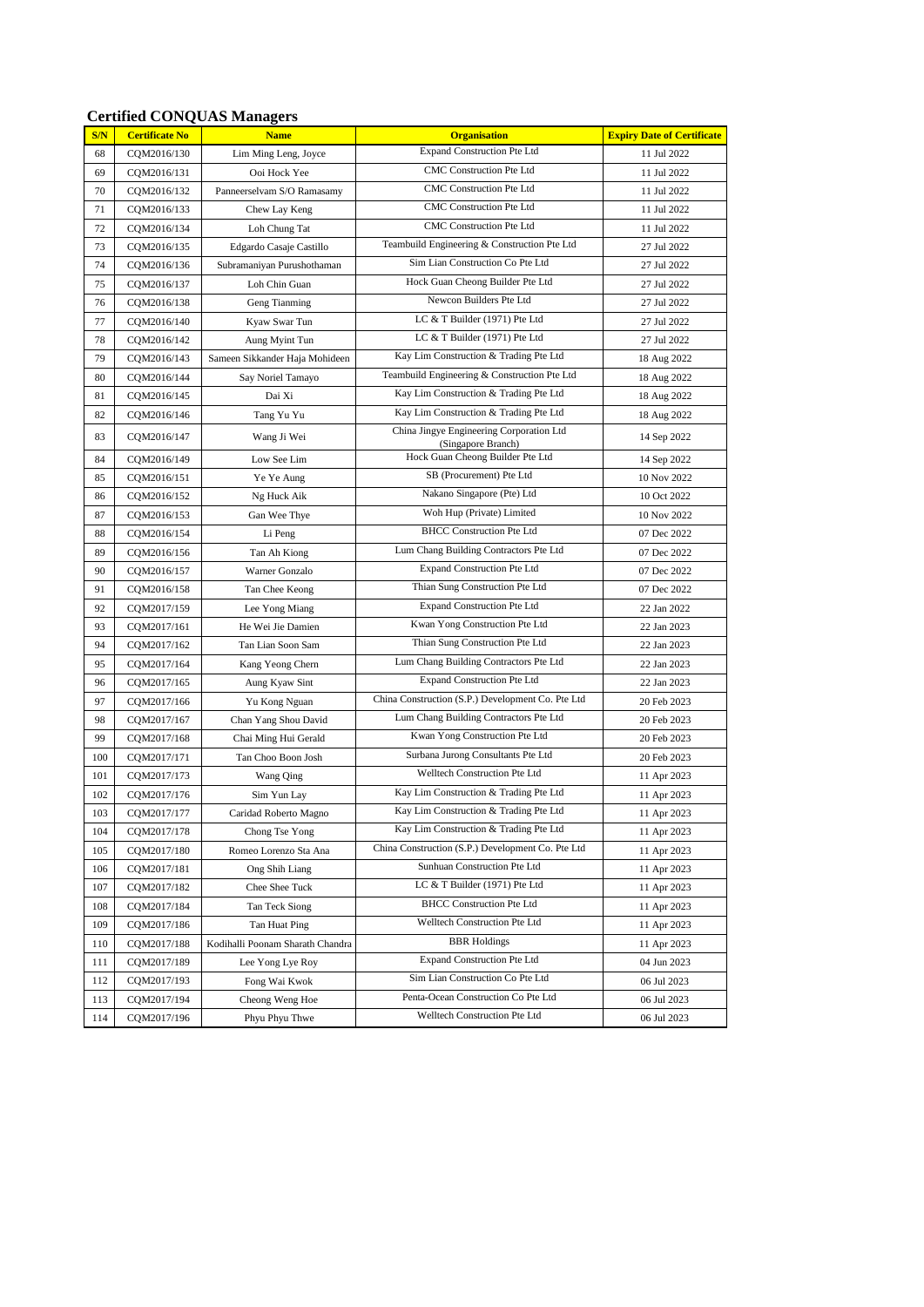## Certified CONQUAS Managers

| S/N | Certificate No | Name | Organisation | Expiry Date of Certificate |
|---|---|---|---|---|
| 68 | CQM2016/130 | Lim Ming Leng, Joyce | Expand Construction Pte Ltd | 11 Jul 2022 |
| 69 | CQM2016/131 | Ooi Hock Yee | CMC Construction Pte Ltd | 11 Jul 2022 |
| 70 | CQM2016/132 | Panneerselvam S/O Ramasamy | CMC Construction Pte Ltd | 11 Jul 2022 |
| 71 | CQM2016/133 | Chew Lay Keng | CMC Construction Pte Ltd | 11 Jul 2022 |
| 72 | CQM2016/134 | Loh Chung Tat | CMC Construction Pte Ltd | 11 Jul 2022 |
| 73 | CQM2016/135 | Edgardo Casaje Castillo | Teambuild Engineering & Construction Pte Ltd | 27 Jul 2022 |
| 74 | CQM2016/136 | Subramaniyan Purushothaman | Sim Lian Construction Co Pte Ltd | 27 Jul 2022 |
| 75 | CQM2016/137 | Loh Chin Guan | Hock Guan Cheong Builder Pte Ltd | 27 Jul 2022 |
| 76 | CQM2016/138 | Geng Tianming | Newcon Builders Pte Ltd | 27 Jul 2022 |
| 77 | CQM2016/140 | Kyaw Swar Tun | LC & T Builder (1971) Pte Ltd | 27 Jul 2022 |
| 78 | CQM2016/142 | Aung Myint Tun | LC & T Builder (1971) Pte Ltd | 27 Jul 2022 |
| 79 | CQM2016/143 | Sameen Sikkander Haja Mohideen | Kay Lim Construction & Trading Pte Ltd | 18 Aug 2022 |
| 80 | CQM2016/144 | Say Noriel Tamayo | Teambuild Engineering & Construction Pte Ltd | 18 Aug 2022 |
| 81 | CQM2016/145 | Dai Xi | Kay Lim Construction & Trading Pte Ltd | 18 Aug 2022 |
| 82 | CQM2016/146 | Tang Yu Yu | Kay Lim Construction & Trading Pte Ltd | 18 Aug 2022 |
| 83 | CQM2016/147 | Wang Ji Wei | China Jingye Engineering Corporation Ltd (Singapore Branch) | 14 Sep 2022 |
| 84 | CQM2016/149 | Low See Lim | Hock Guan Cheong Builder Pte Ltd | 14 Sep 2022 |
| 85 | CQM2016/151 | Ye Ye Aung | SB (Procurement) Pte Ltd | 10 Nov 2022 |
| 86 | CQM2016/152 | Ng Huck Aik | Nakano Singapore (Pte) Ltd | 10 Oct 2022 |
| 87 | CQM2016/153 | Gan Wee Thye | Woh Hup (Private) Limited | 10 Nov 2022 |
| 88 | CQM2016/154 | Li Peng | BHCC Construction Pte Ltd | 07 Dec 2022 |
| 89 | CQM2016/156 | Tan Ah Kiong | Lum Chang Building Contractors Pte Ltd | 07 Dec 2022 |
| 90 | CQM2016/157 | Warner Gonzalo | Expand Construction Pte Ltd | 07 Dec 2022 |
| 91 | CQM2016/158 | Tan Chee Keong | Thian Sung Construction Pte Ltd | 07 Dec 2022 |
| 92 | CQM2017/159 | Lee Yong Miang | Expand Construction Pte Ltd | 22 Jan 2022 |
| 93 | CQM2017/161 | He Wei Jie Damien | Kwan Yong Construction Pte Ltd | 22 Jan 2023 |
| 94 | CQM2017/162 | Tan Lian Soon Sam | Thian Sung Construction Pte Ltd | 22 Jan 2023 |
| 95 | CQM2017/164 | Kang Yeong Chern | Lum Chang Building Contractors Pte Ltd | 22 Jan 2023 |
| 96 | CQM2017/165 | Aung Kyaw Sint | Expand Construction Pte Ltd | 22 Jan 2023 |
| 97 | CQM2017/166 | Yu Kong Nguan | China Construction (S.P.) Development Co. Pte Ltd | 20 Feb 2023 |
| 98 | CQM2017/167 | Chan Yang Shou David | Lum Chang Building Contractors Pte Ltd | 20 Feb 2023 |
| 99 | CQM2017/168 | Chai Ming Hui Gerald | Kwan Yong Construction Pte Ltd | 20 Feb 2023 |
| 100 | CQM2017/171 | Tan Choo Boon Josh | Surbana Jurong Consultants Pte Ltd | 20 Feb 2023 |
| 101 | CQM2017/173 | Wang Qing | Welltech Construction Pte Ltd | 11 Apr 2023 |
| 102 | CQM2017/176 | Sim Yun Lay | Kay Lim Construction & Trading Pte Ltd | 11 Apr 2023 |
| 103 | CQM2017/177 | Caridad Roberto Magno | Kay Lim Construction & Trading Pte Ltd | 11 Apr 2023 |
| 104 | CQM2017/178 | Chong Tse Yong | Kay Lim Construction & Trading Pte Ltd | 11 Apr 2023 |
| 105 | CQM2017/180 | Romeo Lorenzo Sta Ana | China Construction (S.P.) Development Co. Pte Ltd | 11 Apr 2023 |
| 106 | CQM2017/181 | Ong Shih Liang | Sunhuan Construction Pte Ltd | 11 Apr 2023 |
| 107 | CQM2017/182 | Chee Shee Tuck | LC & T Builder (1971) Pte Ltd | 11 Apr 2023 |
| 108 | CQM2017/184 | Tan Teck Siong | BHCC Construction Pte Ltd | 11 Apr 2023 |
| 109 | CQM2017/186 | Tan Huat Ping | Welltech Construction Pte Ltd | 11 Apr 2023 |
| 110 | CQM2017/188 | Kodihalli Poonam Sharath Chandra | BBR Holdings | 11 Apr 2023 |
| 111 | CQM2017/189 | Lee Yong Lye Roy | Expand Construction Pte Ltd | 04 Jun 2023 |
| 112 | CQM2017/193 | Fong Wai Kwok | Sim Lian Construction Co Pte Ltd | 06 Jul 2023 |
| 113 | CQM2017/194 | Cheong Weng Hoe | Penta-Ocean Construction Co Pte Ltd | 06 Jul 2023 |
| 114 | CQM2017/196 | Phyu Phyu Thwe | Welltech Construction Pte Ltd | 06 Jul 2023 |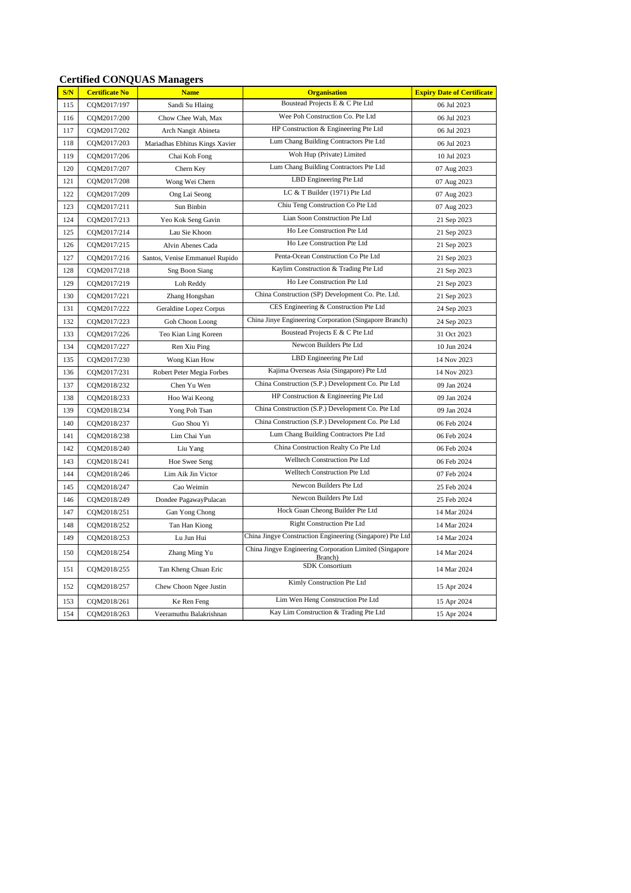## Certified CONQUAS Managers

| S/N | Certificate No | Name | Organisation | Expiry Date of Certificate |
|---|---|---|---|---|
| 115 | CQM2017/197 | Sandi Su Hlaing | Boustead Projects E & C Pte Ltd | 06 Jul 2023 |
| 116 | CQM2017/200 | Chow Chee Wah, Max | Wee Poh Construction Co. Pte Ltd | 06 Jul 2023 |
| 117 | CQM2017/202 | Arch Nangit Abineta | HP Construction & Engineering Pte Ltd | 06 Jul 2023 |
| 118 | CQM2017/203 | Mariadhas Ebhitus Kings Xavier | Lum Chang Building Contractors Pte Ltd | 06 Jul 2023 |
| 119 | CQM2017/206 | Chai Koh Fong | Woh Hup (Private) Limited | 10 Jul 2023 |
| 120 | CQM2017/207 | Chern Key | Lum Chang Building Contractors Pte Ltd | 07 Aug 2023 |
| 121 | CQM2017/208 | Wong Wei Chern | LBD Engineering Pte Ltd | 07 Aug 2023 |
| 122 | CQM2017/209 | Ong Lai Seong | LC & T Builder (1971) Pte Ltd | 07 Aug 2023 |
| 123 | CQM2017/211 | Sun Binbin | Chiu Teng Construction Co Pte Ltd | 07 Aug 2023 |
| 124 | CQM2017/213 | Yeo Kok Seng Gavin | Lian Soon Construction Pte Ltd | 21 Sep 2023 |
| 125 | CQM2017/214 | Lau Sie Khoon | Ho Lee Construction Pte Ltd | 21 Sep 2023 |
| 126 | CQM2017/215 | Alvin Abenes Cada | Ho Lee Construction Pte Ltd | 21 Sep 2023 |
| 127 | CQM2017/216 | Santos, Venise Emmanuel Rupido | Penta-Ocean Construction Co Pte Ltd | 21 Sep 2023 |
| 128 | CQM2017/218 | Sng Boon Siang | Kaylim Construction & Trading Pte Ltd | 21 Sep 2023 |
| 129 | CQM2017/219 | Loh Reddy | Ho Lee Construction Pte Ltd | 21 Sep 2023 |
| 130 | CQM2017/221 | Zhang Hongshan | China Construction (SP) Development Co. Pte. Ltd. | 21 Sep 2023 |
| 131 | CQM2017/222 | Geraldine Lopez Corpus | CES Engineering & Construction Pte Ltd | 24 Sep 2023 |
| 132 | CQM2017/223 | Goh Choon Loong | China Jinye Engineering Corporation (Singapore Branch) | 24 Sep 2023 |
| 133 | CQM2017/226 | Teo Kian Ling Koreen | Boustead Projects E & C Pte Ltd | 31 Oct 2023 |
| 134 | CQM2017/227 | Ren Xiu Ping | Newcon Builders Pte Ltd | 10 Jun 2024 |
| 135 | CQM2017/230 | Wong Kian How | LBD Engineering Pte Ltd | 14 Nov 2023 |
| 136 | CQM2017/231 | Robert Peter Megia Forbes | Kajima Overseas Asia (Singapore) Pte Ltd | 14 Nov 2023 |
| 137 | CQM2018/232 | Chen Yu Wen | China Construction (S.P.) Development Co. Pte Ltd | 09 Jan 2024 |
| 138 | CQM2018/233 | Hoo Wai Keong | HP Construction & Engineering Pte Ltd | 09 Jan 2024 |
| 139 | CQM2018/234 | Yong Poh Tsan | China Construction (S.P.) Development Co. Pte Ltd | 09 Jan 2024 |
| 140 | CQM2018/237 | Guo Shou Yi | China Construction (S.P.) Development Co. Pte Ltd | 06 Feb 2024 |
| 141 | CQM2018/238 | Lim Chai Yun | Lum Chang Building Contractors Pte Ltd | 06 Feb 2024 |
| 142 | CQM2018/240 | Liu Yang | China Construction Realty Co Pte Ltd | 06 Feb 2024 |
| 143 | CQM2018/241 | Hoe Swee Seng | Welltech Construction Pte Ltd | 06 Feb 2024 |
| 144 | CQM2018/246 | Lim Aik Jin Victor | Welltech Construction Pte Ltd | 07 Feb 2024 |
| 145 | CQM2018/247 | Cao Weimin | Newcon Builders Pte Ltd | 25 Feb 2024 |
| 146 | CQM2018/249 | Dondee PagawayPulacan | Newcon Builders Pte Ltd | 25 Feb 2024 |
| 147 | CQM2018/251 | Gan Yong Chong | Hock Guan Cheong Builder Pte Ltd | 14 Mar 2024 |
| 148 | CQM2018/252 | Tan Han Kiong | Right Construction Pte Ltd | 14 Mar 2024 |
| 149 | CQM2018/253 | Lu Jun Hui | China Jingye Construction Engineering (Singapore) Pte Ltd | 14 Mar 2024 |
| 150 | CQM2018/254 | Zhang Ming Yu | China Jingye Engineering Corporation Limited (Singapore Branch) | 14 Mar 2024 |
| 151 | CQM2018/255 | Tan Kheng Chuan Eric | SDK Consortium | 14 Mar 2024 |
| 152 | CQM2018/257 | Chew Choon Ngee Justin | Kimly Construction Pte Ltd | 15 Apr 2024 |
| 153 | CQM2018/261 | Ke Ren Feng | Lim Wen Heng Construction Pte Ltd | 15 Apr 2024 |
| 154 | CQM2018/263 | Veeramuthu Balakrishnan | Kay Lim Construction & Trading Pte Ltd | 15 Apr 2024 |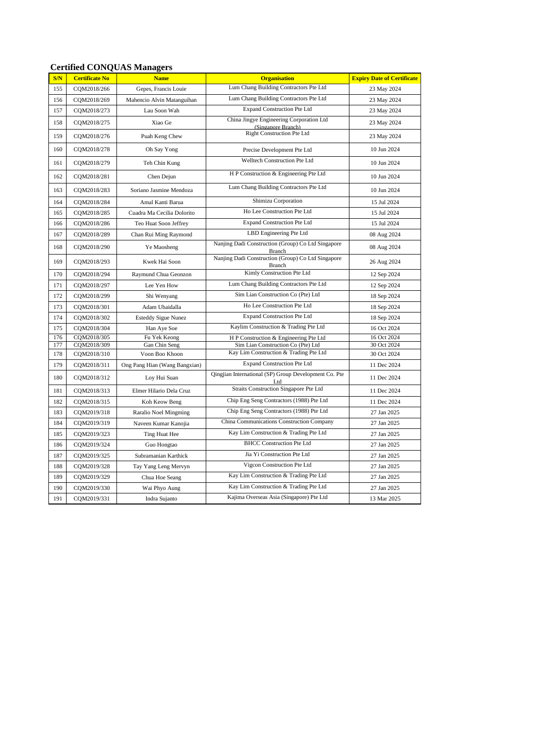## Certified CONQUAS Managers

| S/N | Certificate No | Name | Organisation | Expiry Date of Certificate |
|---|---|---|---|---|
| 155 | CQM2018/266 | Gepes, Francis Louie | Lum Chang Building Contractors Pte Ltd | 23 May 2024 |
| 156 | CQM2018/269 | Mahencio Alvin Matanguihan | Lum Chang Building Contractors Pte Ltd | 23 May 2024 |
| 157 | CQM2018/273 | Lau Soon Wah | Expand Construction Pte Ltd | 23 May 2024 |
| 158 | CQM2018/275 | Xiao Ge | China Jingye Engineering Corporation Ltd (Singapore Branch) | 23 May 2024 |
| 159 | CQM2018/276 | Puah Keng Chew | Right Construction Pte Ltd | 23 May 2024 |
| 160 | CQM2018/278 | Oh Say Yong | Precise Development Pte Ltd | 10 Jun 2024 |
| 161 | CQM2018/279 | Teh Chin Kung | Welltech Construction Pte Ltd | 10 Jun 2024 |
| 162 | CQM2018/281 | Chen Dejun | H P Construction & Engineering Pte Ltd | 10 Jun 2024 |
| 163 | CQM2018/283 | Soriano Jasmine Mendoza | Lum Chang Building Contractors Pte Ltd | 10 Jun 2024 |
| 164 | CQM2018/284 | Amal Kanti Barua | Shimizu Corporation | 15 Jul 2024 |
| 165 | CQM2018/285 | Cuadra Ma Cecilia Dolorito | Ho Lee Construction Pte Ltd | 15 Jul 2024 |
| 166 | CQM2018/286 | Teo Huat Soon Jeffrey | Expand Construction Pte Ltd | 15 Jul 2024 |
| 167 | CQM2018/289 | Chan Rui Ming Raymond | LBD Engineering Pte Ltd | 08 Aug 2024 |
| 168 | CQM2018/290 | Ye Maosheng | Nanjing Dadi Construction (Group) Co Ltd Singapore Branch | 08 Aug 2024 |
| 169 | CQM2018/293 | Kwek Hai Soon | Nanjing Dadi Construction (Group) Co Ltd Singapore Branch | 26 Aug 2024 |
| 170 | CQM2018/294 | Raymund Chua Geonzon | Kimly Construction Pte Ltd | 12 Sep 2024 |
| 171 | CQM2018/297 | Lee Yen How | Lum Chang Building Contractors Pte Ltd | 12 Sep 2024 |
| 172 | CQM2018/299 | Shi Wenyang | Sim Lian Construction Co (Pte) Ltd | 18 Sep 2024 |
| 173 | CQM2018/301 | Adam Ubaidalla | Ho Lee Construction Pte Ltd | 18 Sep 2024 |
| 174 | CQM2018/302 | Esteddy Sigue Nunez | Expand Construction Pte Ltd | 18 Sep 2024 |
| 175 | CQM2018/304 | Han Aye Soe | Kaylim Construction & Trading Pte Ltd | 16 Oct 2024 |
| 176 | CQM2018/305 | Fu Yek Keong | H P Construction & Engineering Pte Ltd | 16 Oct 2024 |
| 177 | CQM2018/309 | Gan Chin Seng | Sim Lian Construction Co (Pte) Ltd | 30 Oct 2024 |
| 178 | CQM2018/310 | Voon Boo Khoon | Kay Lim Construction & Trading Pte Ltd | 30 Oct 2024 |
| 179 | CQM2018/311 | Ong Pang Hian (Wang Bangxian) | Expand Construction Pte Ltd | 11 Dec 2024 |
| 180 | CQM2018/312 | Loy Hui Suan | Qingjian International (SP) Group Development Co. Pte Ltd | 11 Dec 2024 |
| 181 | CQM2018/313 | Elmer Hilario Dela Cruz | Straits Construction Singapore Pte Ltd | 11 Dec 2024 |
| 182 | CQM2018/315 | Koh Keow Beng | Chip Eng Seng Contractors (1988) Pte Ltd | 11 Dec 2024 |
| 183 | CQM2019/318 | Raralio Noel Mingming | Chip Eng Seng Contractors (1988) Pte Ltd | 27 Jan 2025 |
| 184 | CQM2019/319 | Naveen Kumar Kanojia | China Communications Construction Company | 27 Jan 2025 |
| 185 | CQM2019/323 | Ting Huat Hee | Kay Lim Construction & Trading Pte Ltd | 27 Jan 2025 |
| 186 | CQM2019/324 | Guo Hongtao | BHCC Construction Pte Ltd | 27 Jan 2025 |
| 187 | CQM2019/325 | Subramanian Karthick | Jia Yi Construction Pte Ltd | 27 Jan 2025 |
| 188 | CQM2019/328 | Tay Yang Leng Mervyn | Vigcon Construction Pte Ltd | 27 Jan 2025 |
| 189 | CQM2019/329 | Chua Hoe Seang | Kay Lim Construction & Trading Pte Ltd | 27 Jan 2025 |
| 190 | CQM2019/330 | Wai Phyo Aung | Kay Lim Construction & Trading Pte Ltd | 27 Jan 2025 |
| 191 | CQM2019/331 | Indra Sujanto | Kajima Overseas Asia (Singapore) Pte Ltd | 13 Mar 2025 |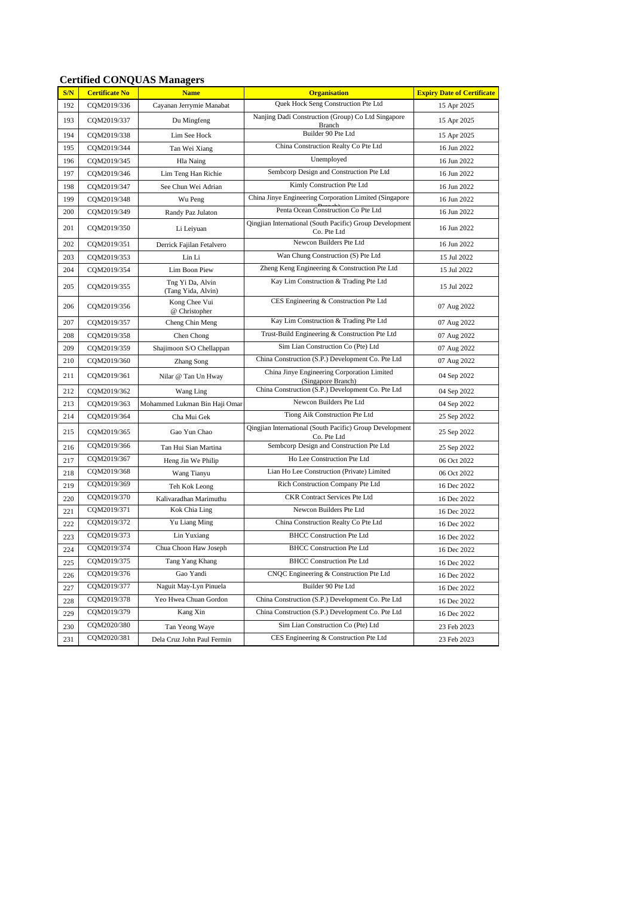## Certified CONQUAS Managers

| S/N | Certificate No | Name | Organisation | Expiry Date of Certificate |
|---|---|---|---|---|
| 192 | CQM2019/336 | Cayanan Jerrymie Manabat | Quek Hock Seng Construction Pte Ltd | 15 Apr 2025 |
| 193 | CQM2019/337 | Du Mingfeng | Nanjing Dadi Construction (Group) Co Ltd Singapore Branch | 15 Apr 2025 |
| 194 | CQM2019/338 | Lim See Hock | Builder 90 Pte Ltd | 15 Apr 2025 |
| 195 | CQM2019/344 | Tan Wei Xiang | China Construction Realty Co Pte Ltd | 16 Jun 2022 |
| 196 | CQM2019/345 | Hla Naing | Unemployed | 16 Jun 2022 |
| 197 | CQM2019/346 | Lim Teng Han Richie | Sembcorp Design and Construction Pte Ltd | 16 Jun 2022 |
| 198 | CQM2019/347 | See Chun Wei Adrian | Kimly Construction Pte Ltd | 16 Jun 2022 |
| 199 | CQM2019/348 | Wu Peng | China Jinye Engineering Corporation Limited (Singapore Branch) | 16 Jun 2022 |
| 200 | CQM2019/349 | Randy Paz Julaton | Penta Ocean Construction Co Pte Ltd | 16 Jun 2022 |
| 201 | CQM2019/350 | Li Leiyuan | Qingjian International (South Pacific) Group Development Co. Pte Ltd | 16 Jun 2022 |
| 202 | CQM2019/351 | Derrick Fajilan Fetalvero | Newcon Builders Pte Ltd | 16 Jun 2022 |
| 203 | CQM2019/353 | Lin Li | Wan Chung Construction (S) Pte Ltd | 15 Jul 2022 |
| 204 | CQM2019/354 | Lim Boon Piew | Zheng Keng Engineering & Construction Pte Ltd | 15 Jul 2022 |
| 205 | CQM2019/355 | Tng Yi Da, Alvin (Tang Yida, Alvin) | Kay Lim Construction & Trading Pte Ltd | 15 Jul 2022 |
| 206 | CQM2019/356 | Kong Chee Vui @ Christopher | CES Engineering & Construction Pte Ltd | 07 Aug 2022 |
| 207 | CQM2019/357 | Cheng Chin Meng | Kay Lim Construction & Trading Pte Ltd | 07 Aug 2022 |
| 208 | CQM2019/358 | Chen Chong | Trust-Build Engineering & Construction Pte Ltd | 07 Aug 2022 |
| 209 | CQM2019/359 | Shajimoon S/O Chellappan | Sim Lian Construction Co (Pte) Ltd | 07 Aug 2022 |
| 210 | CQM2019/360 | Zhang Song | China Construction (S.P.) Development Co. Pte Ltd | 07 Aug 2022 |
| 211 | CQM2019/361 | Nilar @ Tan Un Hway | China Jinye Engineering Corporation Limited (Singapore Branch) | 04 Sep 2022 |
| 212 | CQM2019/362 | Wang Ling | China Construction (S.P.) Development Co. Pte Ltd | 04 Sep 2022 |
| 213 | CQM2019/363 | Mohammed Lukman Bin Haji Omar | Newcon Builders Pte Ltd | 04 Sep 2022 |
| 214 | CQM2019/364 | Cha Mui Gek | Tiong Aik Construction Pte Ltd | 25 Sep 2022 |
| 215 | CQM2019/365 | Gao Yun Chao | Qingjian International (South Pacific) Group Development Co. Pte Ltd | 25 Sep 2022 |
| 216 | CQM2019/366 | Tan Hui Sian Martina | Sembcorp Design and Construction Pte Ltd | 25 Sep 2022 |
| 217 | CQM2019/367 | Heng Jin We Philip | Ho Lee Construction Pte Ltd | 06 Oct 2022 |
| 218 | CQM2019/368 | Wang Tianyu | Lian Ho Lee Construction (Private) Limited | 06 Oct 2022 |
| 219 | CQM2019/369 | Teh Kok Leong | Rich Construction Company Pte Ltd | 16 Dec 2022 |
| 220 | CQM2019/370 | Kalivaradhan Marimuthu | CKR Contract Services Pte Ltd | 16 Dec 2022 |
| 221 | CQM2019/371 | Kok Chia Ling | Newcon Builders Pte Ltd | 16 Dec 2022 |
| 222 | CQM2019/372 | Yu Liang Ming | China Construction Realty Co Pte Ltd | 16 Dec 2022 |
| 223 | CQM2019/373 | Lin Yuxiang | BHCC Construction Pte Ltd | 16 Dec 2022 |
| 224 | CQM2019/374 | Chua Choon Haw Joseph | BHCC Construction Pte Ltd | 16 Dec 2022 |
| 225 | CQM2019/375 | Tang Yang Khang | BHCC Construction Pte Ltd | 16 Dec 2022 |
| 226 | CQM2019/376 | Gao Yandi | CNQC Engineering & Construction Pte Ltd | 16 Dec 2022 |
| 227 | CQM2019/377 | Naguit May-Lyn Pinuela | Builder 90 Pte Ltd | 16 Dec 2022 |
| 228 | CQM2019/378 | Yeo Hwea Chuan Gordon | China Construction (S.P.) Development Co. Pte Ltd | 16 Dec 2022 |
| 229 | CQM2019/379 | Kang Xin | China Construction (S.P.) Development Co. Pte Ltd | 16 Dec 2022 |
| 230 | CQM2020/380 | Tan Yeong Waye | Sim Lian Construction Co (Pte) Ltd | 23 Feb 2023 |
| 231 | CQM2020/381 | Dela Cruz John Paul Fermin | CES Engineering & Construction Pte Ltd | 23 Feb 2023 |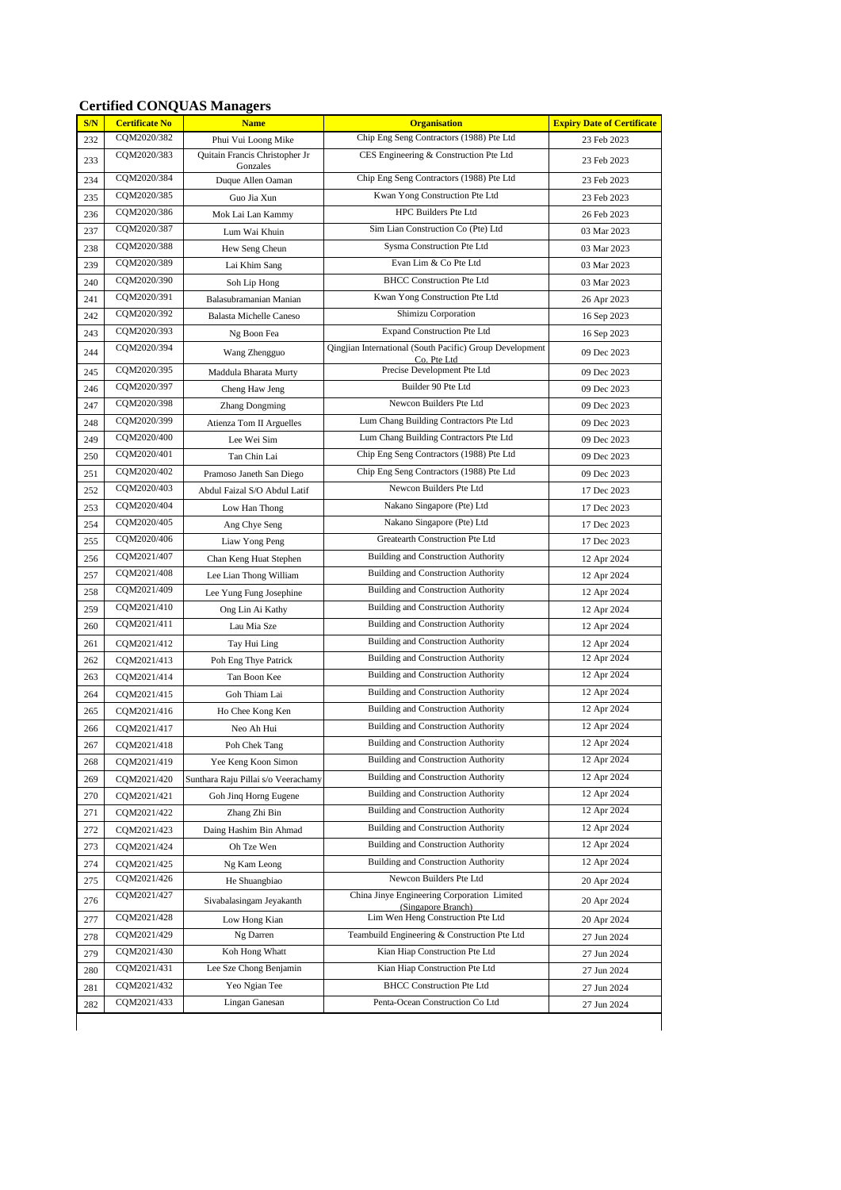## Certified CONQUAS Managers

| S/N | Certificate No | Name | Organisation | Expiry Date of Certificate |
|---|---|---|---|---|
| 232 | CQM2020/382 | Phui Vui Loong Mike | Chip Eng Seng Contractors (1988) Pte Ltd | 23 Feb 2023 |
| 233 | CQM2020/383 | Quitain Francis Christopher Jr Gonzales | CES Engineering & Construction Pte Ltd | 23 Feb 2023 |
| 234 | CQM2020/384 | Duque Allen Oaman | Chip Eng Seng Contractors (1988) Pte Ltd | 23 Feb 2023 |
| 235 | CQM2020/385 | Guo Jia Xun | Kwan Yong Construction Pte Ltd | 23 Feb 2023 |
| 236 | CQM2020/386 | Mok Lai Lan Kammy | HPC Builders Pte Ltd | 26 Feb 2023 |
| 237 | CQM2020/387 | Lum Wai Khuin | Sim Lian Construction Co (Pte) Ltd | 03 Mar 2023 |
| 238 | CQM2020/388 | Hew Seng Cheun | Sysma Construction Pte Ltd | 03 Mar 2023 |
| 239 | CQM2020/389 | Lai Khim Sang | Evan Lim & Co Pte Ltd | 03 Mar 2023 |
| 240 | CQM2020/390 | Soh Lip Hong | BHCC Construction Pte Ltd | 03 Mar 2023 |
| 241 | CQM2020/391 | Balasubramanian Manian | Kwan Yong Construction Pte Ltd | 26 Apr 2023 |
| 242 | CQM2020/392 | Balasta Michelle Caneso | Shimizu Corporation | 16 Sep 2023 |
| 243 | CQM2020/393 | Ng Boon Fea | Expand Construction Pte Ltd | 16 Sep 2023 |
| 244 | CQM2020/394 | Wang Zhengguo | Qingjian International (South Pacific) Group Development Co. Pte Ltd | 09 Dec 2023 |
| 245 | CQM2020/395 | Maddula Bharata Murty | Precise Development Pte Ltd | 09 Dec 2023 |
| 246 | CQM2020/397 | Cheng Haw Jeng | Builder 90 Pte Ltd | 09 Dec 2023 |
| 247 | CQM2020/398 | Zhang Dongming | Newcon Builders Pte Ltd | 09 Dec 2023 |
| 248 | CQM2020/399 | Atienza Tom II Arguelles | Lum Chang Building Contractors Pte Ltd | 09 Dec 2023 |
| 249 | CQM2020/400 | Lee Wei Sim | Lum Chang Building Contractors Pte Ltd | 09 Dec 2023 |
| 250 | CQM2020/401 | Tan Chin Lai | Chip Eng Seng Contractors (1988) Pte Ltd | 09 Dec 2023 |
| 251 | CQM2020/402 | Pramoso Janeth San Diego | Chip Eng Seng Contractors (1988) Pte Ltd | 09 Dec 2023 |
| 252 | CQM2020/403 | Abdul Faizal S/O Abdul Latif | Newcon Builders Pte Ltd | 17 Dec 2023 |
| 253 | CQM2020/404 | Low Han Thong | Nakano Singapore (Pte) Ltd | 17 Dec 2023 |
| 254 | CQM2020/405 | Ang Chye Seng | Nakano Singapore (Pte) Ltd | 17 Dec 2023 |
| 255 | CQM2020/406 | Liaw Yong Peng | Greatearth Construction Pte Ltd | 17 Dec 2023 |
| 256 | CQM2021/407 | Chan Keng Huat Stephen | Building and Construction Authority | 12 Apr 2024 |
| 257 | CQM2021/408 | Lee Lian Thong William | Building and Construction Authority | 12 Apr 2024 |
| 258 | CQM2021/409 | Lee Yung Fung Josephine | Building and Construction Authority | 12 Apr 2024 |
| 259 | CQM2021/410 | Ong Lin Ai Kathy | Building and Construction Authority | 12 Apr 2024 |
| 260 | CQM2021/411 | Lau Mia Sze | Building and Construction Authority | 12 Apr 2024 |
| 261 | CQM2021/412 | Tay Hui Ling | Building and Construction Authority | 12 Apr 2024 |
| 262 | CQM2021/413 | Poh Eng Thye Patrick | Building and Construction Authority | 12 Apr 2024 |
| 263 | CQM2021/414 | Tan Boon Kee | Building and Construction Authority | 12 Apr 2024 |
| 264 | CQM2021/415 | Goh Thiam Lai | Building and Construction Authority | 12 Apr 2024 |
| 265 | CQM2021/416 | Ho Chee Kong Ken | Building and Construction Authority | 12 Apr 2024 |
| 266 | CQM2021/417 | Neo Ah Hui | Building and Construction Authority | 12 Apr 2024 |
| 267 | CQM2021/418 | Poh Chek Tang | Building and Construction Authority | 12 Apr 2024 |
| 268 | CQM2021/419 | Yee Keng Koon Simon | Building and Construction Authority | 12 Apr 2024 |
| 269 | CQM2021/420 | Sunthara Raju Pillai s/o Veerachamy | Building and Construction Authority | 12 Apr 2024 |
| 270 | CQM2021/421 | Goh Jinq Horng Eugene | Building and Construction Authority | 12 Apr 2024 |
| 271 | CQM2021/422 | Zhang Zhi Bin | Building and Construction Authority | 12 Apr 2024 |
| 272 | CQM2021/423 | Daing Hashim Bin Ahmad | Building and Construction Authority | 12 Apr 2024 |
| 273 | CQM2021/424 | Oh Tze Wen | Building and Construction Authority | 12 Apr 2024 |
| 274 | CQM2021/425 | Ng Kam Leong | Building and Construction Authority | 12 Apr 2024 |
| 275 | CQM2021/426 | He Shuangbiao | Newcon Builders Pte Ltd | 20 Apr 2024 |
| 276 | CQM2021/427 | Sivabalasingam Jeyakanth | China Jinye Engineering Corporation Limited (Singapore Branch) | 20 Apr 2024 |
| 277 | CQM2021/428 | Low Hong Kian | Lim Wen Heng Construction Pte Ltd | 20 Apr 2024 |
| 278 | CQM2021/429 | Ng Darren | Teambuild Engineering & Construction Pte Ltd | 27 Jun 2024 |
| 279 | CQM2021/430 | Koh Hong Whatt | Kian Hiap Construction Pte Ltd | 27 Jun 2024 |
| 280 | CQM2021/431 | Lee Sze Chong Benjamin | Kian Hiap Construction Pte Ltd | 27 Jun 2024 |
| 281 | CQM2021/432 | Yeo Ngian Tee | BHCC Construction Pte Ltd | 27 Jun 2024 |
| 282 | CQM2021/433 | Lingan Ganesan | Penta-Ocean Construction Co Ltd | 27 Jun 2024 |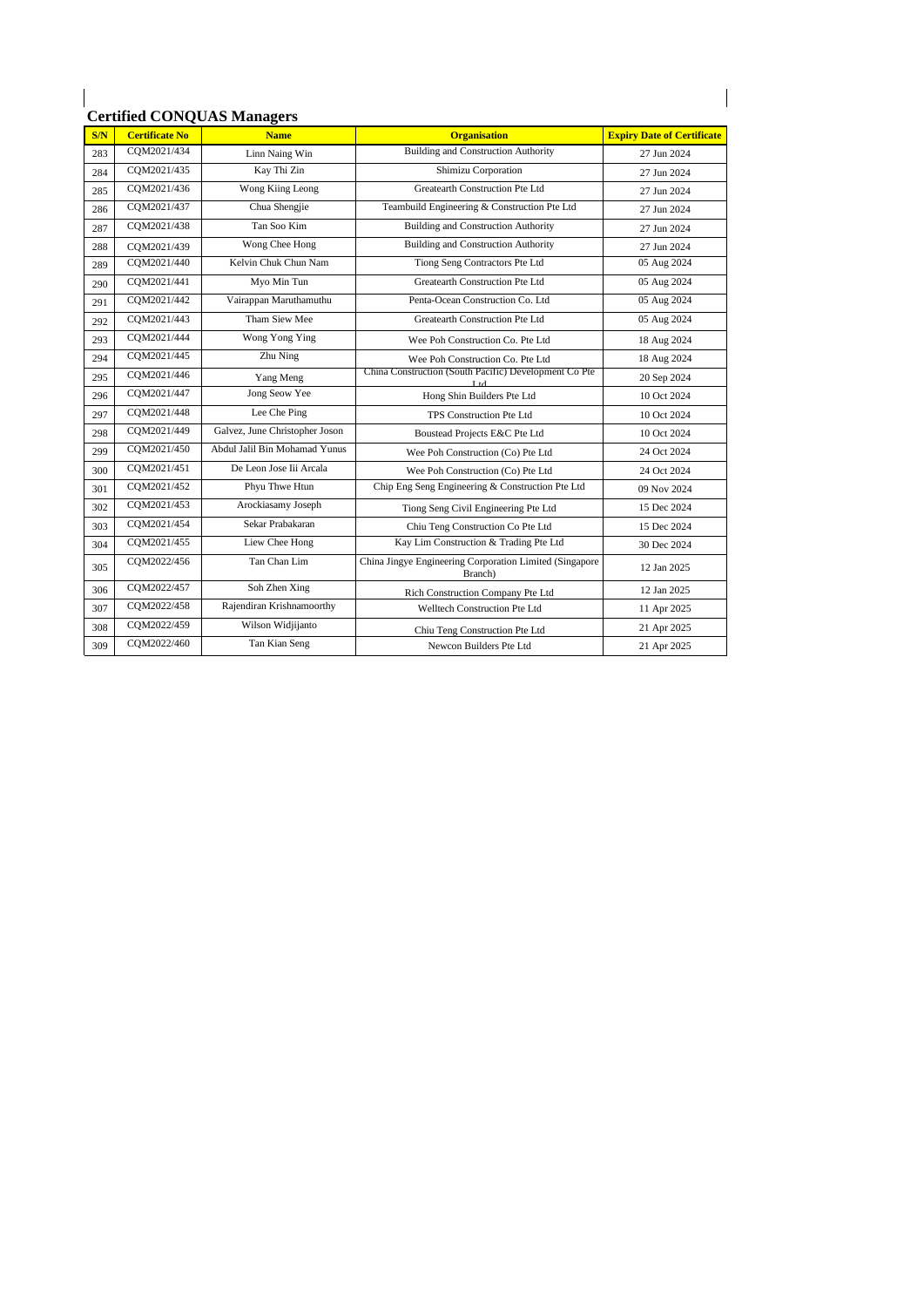## Certified CONQUAS Managers

| S/N | Certificate No | Name | Organisation | Expiry Date of Certificate |
| --- | --- | --- | --- | --- |
| 283 | CQM2021/434 | Linn Naing Win | Building and Construction Authority | 27 Jun 2024 |
| 284 | CQM2021/435 | Kay Thi Zin | Shimizu Corporation | 27 Jun 2024 |
| 285 | CQM2021/436 | Wong Kiing Leong | Greatearth Construction Pte Ltd | 27 Jun 2024 |
| 286 | CQM2021/437 | Chua Shengjie | Teambuild Engineering & Construction Pte Ltd | 27 Jun 2024 |
| 287 | CQM2021/438 | Tan Soo Kim | Building and Construction Authority | 27 Jun 2024 |
| 288 | CQM2021/439 | Wong Chee Hong | Building and Construction Authority | 27 Jun 2024 |
| 289 | CQM2021/440 | Kelvin Chuk Chun Nam | Tiong Seng Contractors Pte Ltd | 05 Aug 2024 |
| 290 | CQM2021/441 | Myo Min Tun | Greatearth Construction Pte Ltd | 05 Aug 2024 |
| 291 | CQM2021/442 | Vairappan Maruthamuthu | Penta-Ocean Construction Co. Ltd | 05 Aug 2024 |
| 292 | CQM2021/443 | Tham Siew Mee | Greatearth Construction Pte Ltd | 05 Aug 2024 |
| 293 | CQM2021/444 | Wong Yong Ying | Wee Poh Construction Co. Pte Ltd | 18 Aug 2024 |
| 294 | CQM2021/445 | Zhu Ning | Wee Poh Construction Co. Pte Ltd | 18 Aug 2024 |
| 295 | CQM2021/446 | Yang Meng | China Construction (South Pacific) Development Co Pte Ltd | 20 Sep 2024 |
| 296 | CQM2021/447 | Jong Seow Yee | Hong Shin Builders Pte Ltd | 10 Oct 2024 |
| 297 | CQM2021/448 | Lee Che Ping | TPS Construction Pte Ltd | 10 Oct 2024 |
| 298 | CQM2021/449 | Galvez, June Christopher Joson | Boustead Projects E&C Pte Ltd | 10 Oct 2024 |
| 299 | CQM2021/450 | Abdul Jalil Bin Mohamad Yunus | Wee Poh Construction (Co) Pte Ltd | 24 Oct 2024 |
| 300 | CQM2021/451 | De Leon Jose Iii Arcala | Wee Poh Construction (Co) Pte Ltd | 24 Oct 2024 |
| 301 | CQM2021/452 | Phyu Thwe Htun | Chip Eng Seng Engineering & Construction Pte Ltd | 09 Nov 2024 |
| 302 | CQM2021/453 | Arockiasamy Joseph | Tiong Seng Civil Engineering Pte Ltd | 15 Dec 2024 |
| 303 | CQM2021/454 | Sekar Prabakaran | Chiu Teng Construction Co Pte Ltd | 15 Dec 2024 |
| 304 | CQM2021/455 | Liew Chee Hong | Kay Lim Construction & Trading Pte Ltd | 30 Dec 2024 |
| 305 | CQM2022/456 | Tan Chan Lim | China Jingye Engineering Corporation Limited (Singapore Branch) | 12 Jan 2025 |
| 306 | CQM2022/457 | Soh Zhen Xing | Rich Construction Company Pte Ltd | 12 Jan 2025 |
| 307 | CQM2022/458 | Rajendiran Krishnamoorthy | Welltech Construction Pte Ltd | 11 Apr 2025 |
| 308 | CQM2022/459 | Wilson Widjijanto | Chiu Teng Construction Pte Ltd | 21 Apr 2025 |
| 309 | CQM2022/460 | Tan Kian Seng | Newcon Builders Pte Ltd | 21 Apr 2025 |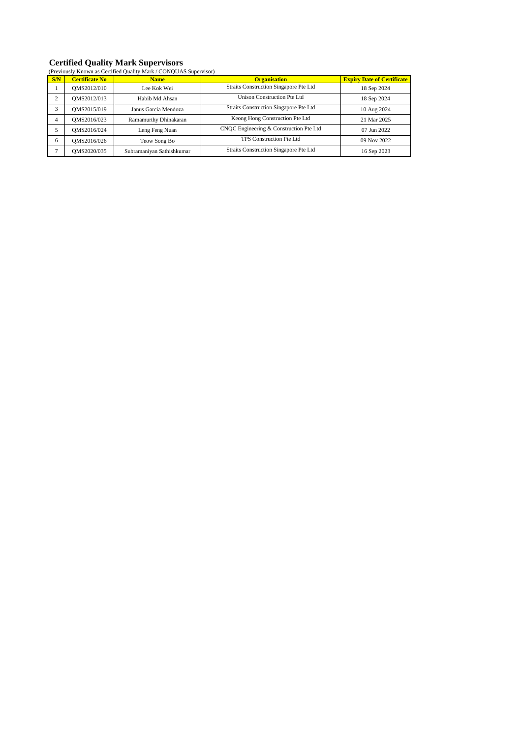## Certified Quality Mark Supervisors

(Previously Known as Certified Quality Mark / CONQUAS Supervisor)

| S/N | Certificate No | Name | Organisation | Expiry Date of Certificate |
|---|---|---|---|---|
| 1 | QMS2012/010 | Lee Kok Wei | Straits Construction Singapore Pte Ltd | 18 Sep 2024 |
| 2 | QMS2012/013 | Habib Md Ahsan | Unison Construction Pte Ltd | 18 Sep 2024 |
| 3 | QMS2015/019 | Janus Garcia Mendoza | Straits Construction Singapore Pte Ltd | 10 Aug 2024 |
| 4 | QMS2016/023 | Ramamurthy Dhinakaran | Keong Hong Construction Pte Ltd | 21 Mar 2025 |
| 5 | QMS2016/024 | Leng Feng Nuan | CNQC Engineering & Construction Pte Ltd | 07 Jun 2022 |
| 6 | QMS2016/026 | Teow Song Bo | TPS Construction Pte Ltd | 09 Nov 2022 |
| 7 | QMS2020/035 | Subramaniyan Sathishkumar | Straits Construction Singapore Pte Ltd | 16 Sep 2023 |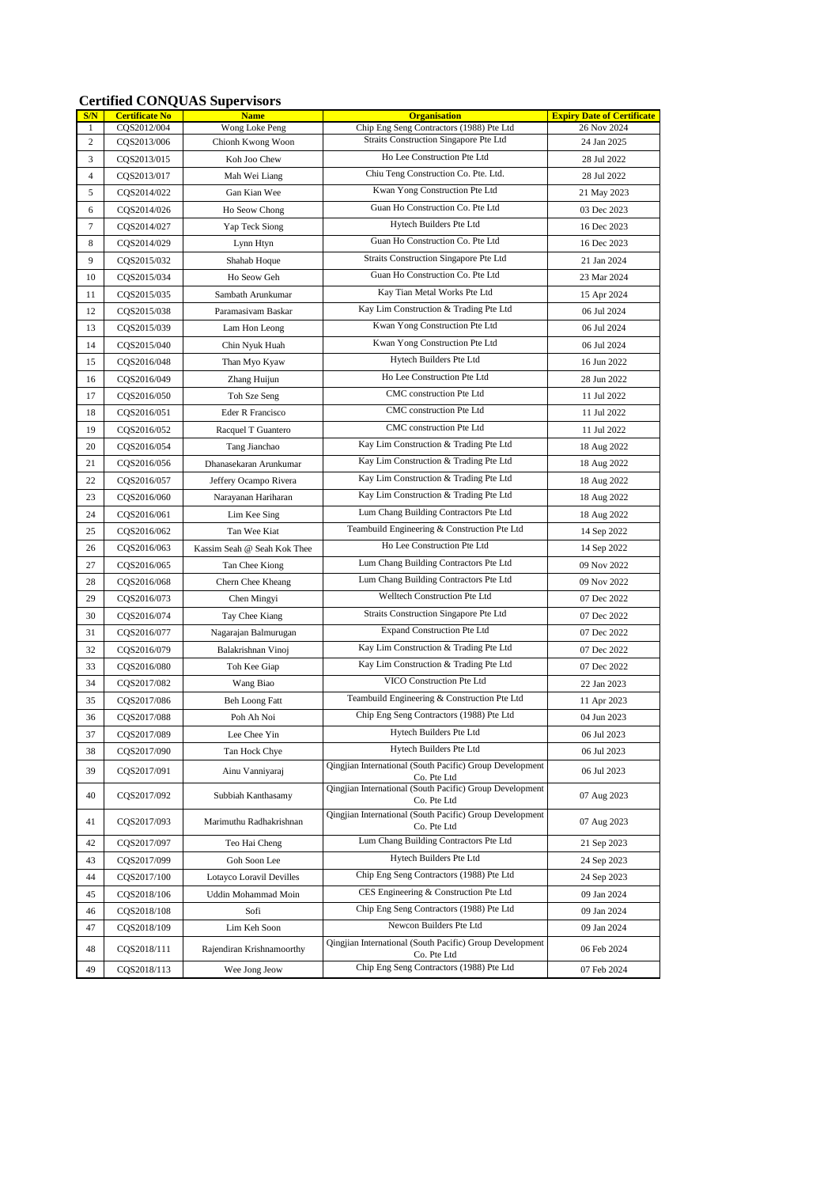## Certified CONQUAS Supervisors

| S/N | Certificate No | Name | Organisation | Expiry Date of Certificate |
|---|---|---|---|---|
| 1 | CQS2012/004 | Wong Loke Peng | Chip Eng Seng Contractors (1988) Pte Ltd | 26 Nov 2024 |
| 2 | CQS2013/006 | Chionh Kwong Woon | Straits Construction Singapore Pte Ltd | 24 Jan 2025 |
| 3 | CQS2013/015 | Koh Joo Chew | Ho Lee Construction Pte Ltd | 28 Jul 2022 |
| 4 | CQS2013/017 | Mah Wei Liang | Chiu Teng Construction Co. Pte. Ltd. | 28 Jul 2022 |
| 5 | CQS2014/022 | Gan Kian Wee | Kwan Yong Construction Pte Ltd | 21 May 2023 |
| 6 | CQS2014/026 | Ho Seow Chong | Guan Ho Construction Co. Pte Ltd | 03 Dec 2023 |
| 7 | CQS2014/027 | Yap Teck Siong | Hytech Builders Pte Ltd | 16 Dec 2023 |
| 8 | CQS2014/029 | Lynn Htyn | Guan Ho Construction Co. Pte Ltd | 16 Dec 2023 |
| 9 | CQS2015/032 | Shahab Hoque | Straits Construction Singapore Pte Ltd | 21 Jan 2024 |
| 10 | CQS2015/034 | Ho Seow Geh | Guan Ho Construction Co. Pte Ltd | 23 Mar 2024 |
| 11 | CQS2015/035 | Sambath Arunkumar | Kay Tian Metal Works Pte Ltd | 15 Apr 2024 |
| 12 | CQS2015/038 | Paramasivam Baskar | Kay Lim Construction & Trading Pte Ltd | 06 Jul 2024 |
| 13 | CQS2015/039 | Lam Hon Leong | Kwan Yong Construction Pte Ltd | 06 Jul 2024 |
| 14 | CQS2015/040 | Chin Nyuk Huah | Kwan Yong Construction Pte Ltd | 06 Jul 2024 |
| 15 | CQS2016/048 | Than Myo Kyaw | Hytech Builders Pte Ltd | 16 Jun 2022 |
| 16 | CQS2016/049 | Zhang Huijun | Ho Lee Construction Pte Ltd | 28 Jun 2022 |
| 17 | CQS2016/050 | Toh Sze Seng | CMC construction Pte Ltd | 11 Jul 2022 |
| 18 | CQS2016/051 | Eder R Francisco | CMC construction Pte Ltd | 11 Jul 2022 |
| 19 | CQS2016/052 | Racquel T Guantero | CMC construction Pte Ltd | 11 Jul 2022 |
| 20 | CQS2016/054 | Tang Jianchao | Kay Lim Construction & Trading Pte Ltd | 18 Aug 2022 |
| 21 | CQS2016/056 | Dhanasekaran Arunkumar | Kay Lim Construction & Trading Pte Ltd | 18 Aug 2022 |
| 22 | CQS2016/057 | Jeffery Ocampo Rivera | Kay Lim Construction & Trading Pte Ltd | 18 Aug 2022 |
| 23 | CQS2016/060 | Narayanan Hariharan | Kay Lim Construction & Trading Pte Ltd | 18 Aug 2022 |
| 24 | CQS2016/061 | Lim Kee Sing | Lum Chang Building Contractors Pte Ltd | 18 Aug 2022 |
| 25 | CQS2016/062 | Tan Wee Kiat | Teambuild Engineering & Construction Pte Ltd | 14 Sep 2022 |
| 26 | CQS2016/063 | Kassim Seah @ Seah Kok Thee | Ho Lee Construction Pte Ltd | 14 Sep 2022 |
| 27 | CQS2016/065 | Tan Chee Kiong | Lum Chang Building Contractors Pte Ltd | 09 Nov 2022 |
| 28 | CQS2016/068 | Chern Chee Kheang | Lum Chang Building Contractors Pte Ltd | 09 Nov 2022 |
| 29 | CQS2016/073 | Chen Mingyi | Welltech Construction Pte Ltd | 07 Dec 2022 |
| 30 | CQS2016/074 | Tay Chee Kiang | Straits Construction Singapore Pte Ltd | 07 Dec 2022 |
| 31 | CQS2016/077 | Nagarajan Balmurugan | Expand Construction Pte Ltd | 07 Dec 2022 |
| 32 | CQS2016/079 | Balakrishnan Vinoj | Kay Lim Construction & Trading Pte Ltd | 07 Dec 2022 |
| 33 | CQS2016/080 | Toh Kee Giap | Kay Lim Construction & Trading Pte Ltd | 07 Dec 2022 |
| 34 | CQS2017/082 | Wang Biao | VICO Construction Pte Ltd | 22 Jan 2023 |
| 35 | CQS2017/086 | Beh Loong Fatt | Teambuild Engineering & Construction Pte Ltd | 11 Apr 2023 |
| 36 | CQS2017/088 | Poh Ah Noi | Chip Eng Seng Contractors (1988) Pte Ltd | 04 Jun 2023 |
| 37 | CQS2017/089 | Lee Chee Yin | Hytech Builders Pte Ltd | 06 Jul 2023 |
| 38 | CQS2017/090 | Tan Hock Chye | Hytech Builders Pte Ltd | 06 Jul 2023 |
| 39 | CQS2017/091 | Ainu Vanniyaraj | Qingjian International (South Pacific) Group Development Co. Pte Ltd | 06 Jul 2023 |
| 40 | CQS2017/092 | Subbiah Kanthasamy | Qingjian International (South Pacific) Group Development Co. Pte Ltd | 07 Aug 2023 |
| 41 | CQS2017/093 | Marimuthu Radhakrishnan | Qingjian International (South Pacific) Group Development Co. Pte Ltd | 07 Aug 2023 |
| 42 | CQS2017/097 | Teo Hai Cheng | Lum Chang Building Contractors Pte Ltd | 21 Sep 2023 |
| 43 | CQS2017/099 | Goh Soon Lee | Hytech Builders Pte Ltd | 24 Sep 2023 |
| 44 | CQS2017/100 | Lotayco Loravil Devilles | Chip Eng Seng Contractors (1988) Pte Ltd | 24 Sep 2023 |
| 45 | CQS2018/106 | Uddin Mohammad Moin | CES Engineering & Construction Pte Ltd | 09 Jan 2024 |
| 46 | CQS2018/108 | Sofi | Chip Eng Seng Contractors (1988) Pte Ltd | 09 Jan 2024 |
| 47 | CQS2018/109 | Lim Keh Soon | Newcon Builders Pte Ltd | 09 Jan 2024 |
| 48 | CQS2018/111 | Rajendiran Krishnamoorthy | Qingjian International (South Pacific) Group Development Co. Pte Ltd | 06 Feb 2024 |
| 49 | CQS2018/113 | Wee Jong Jeow | Chip Eng Seng Contractors (1988) Pte Ltd | 07 Feb 2024 |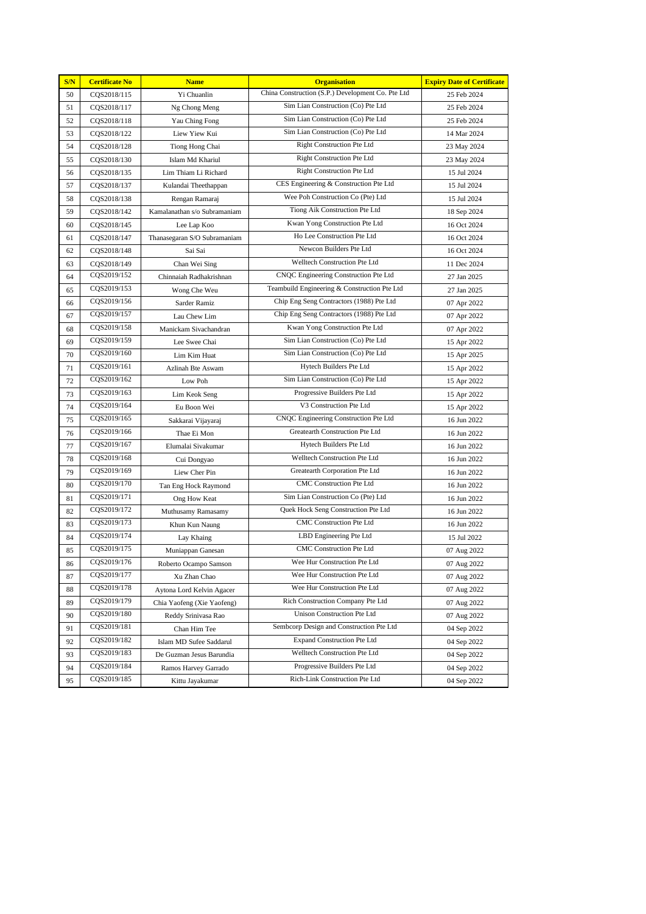| S/N | Certificate No | Name | Organisation | Expiry Date of Certificate |
|---|---|---|---|---|
| 50 | CQS2018/115 | Yi Chuanlin | China Construction (S.P.) Development Co. Pte Ltd | 25 Feb 2024 |
| 51 | CQS2018/117 | Ng Chong Meng | Sim Lian Construction (Co) Pte Ltd | 25 Feb 2024 |
| 52 | CQS2018/118 | Yau Ching Fong | Sim Lian Construction (Co) Pte Ltd | 25 Feb 2024 |
| 53 | CQS2018/122 | Liew Yiew Kui | Sim Lian Construction (Co) Pte Ltd | 14 Mar 2024 |
| 54 | CQS2018/128 | Tiong Hong Chai | Right Construction Pte Ltd | 23 May 2024 |
| 55 | CQS2018/130 | Islam Md Khariul | Right Construction Pte Ltd | 23 May 2024 |
| 56 | CQS2018/135 | Lim Thiam Li Richard | Right Construction Pte Ltd | 15 Jul 2024 |
| 57 | CQS2018/137 | Kulandai Theethappan | CES Engineering & Construction Pte Ltd | 15 Jul 2024 |
| 58 | CQS2018/138 | Rengan Ramaraj | Wee Poh Construction Co (Pte) Ltd | 15 Jul 2024 |
| 59 | CQS2018/142 | Kamalanathan s/o Subramaniam | Tiong Aik Construction Pte Ltd | 18 Sep 2024 |
| 60 | CQS2018/145 | Lee Lap Koo | Kwan Yong Construction Pte Ltd | 16 Oct 2024 |
| 61 | CQS2018/147 | Thanasegaran S/O Subramaniam | Ho Lee Construction Pte Ltd | 16 Oct 2024 |
| 62 | CQS2018/148 | Sai Sai | Newcon Builders Pte Ltd | 16 Oct 2024 |
| 63 | CQS2018/149 | Chan Wei Sing | Welltech Construction Pte Ltd | 11 Dec 2024 |
| 64 | CQS2019/152 | Chinnaiah Radhakrishnan | CNQC Engineering Construction Pte Ltd | 27 Jan 2025 |
| 65 | CQS2019/153 | Wong Che Weu | Teambuild Engineering & Construction Pte Ltd | 27 Jan 2025 |
| 66 | CQS2019/156 | Sarder Ramiz | Chip Eng Seng Contractors (1988) Pte Ltd | 07 Apr 2022 |
| 67 | CQS2019/157 | Lau Chew Lim | Chip Eng Seng Contractors (1988) Pte Ltd | 07 Apr 2022 |
| 68 | CQS2019/158 | Manickam Sivachandran | Kwan Yong Construction Pte Ltd | 07 Apr 2022 |
| 69 | CQS2019/159 | Lee Swee Chai | Sim Lian Construction (Co) Pte Ltd | 15 Apr 2022 |
| 70 | CQS2019/160 | Lim Kim Huat | Sim Lian Construction (Co) Pte Ltd | 15 Apr 2025 |
| 71 | CQS2019/161 | Azlinah Bte Aswam | Hytech Builders Pte Ltd | 15 Apr 2022 |
| 72 | CQS2019/162 | Low Poh | Sim Lian Construction (Co) Pte Ltd | 15 Apr 2022 |
| 73 | CQS2019/163 | Lim Keok Seng | Progressive Builders Pte Ltd | 15 Apr 2022 |
| 74 | CQS2019/164 | Eu Boon Wei | V3 Construction Pte Ltd | 15 Apr 2022 |
| 75 | CQS2019/165 | Sakkarai Vijayaraj | CNQC Engineering Construction Pte Ltd | 16 Jun 2022 |
| 76 | CQS2019/166 | Thae Ei Mon | Greatearth Construction Pte Ltd | 16 Jun 2022 |
| 77 | CQS2019/167 | Elumalai Sivakumar | Hytech Builders Pte Ltd | 16 Jun 2022 |
| 78 | CQS2019/168 | Cui Dongyao | Welltech Construction Pte Ltd | 16 Jun 2022 |
| 79 | CQS2019/169 | Liew Cher Pin | Greatearth Corporation Pte Ltd | 16 Jun 2022 |
| 80 | CQS2019/170 | Tan Eng Hock Raymond | CMC Construction Pte Ltd | 16 Jun 2022 |
| 81 | CQS2019/171 | Ong How Keat | Sim Lian Construction Co (Pte) Ltd | 16 Jun 2022 |
| 82 | CQS2019/172 | Muthusamy Ramasamy | Quek Hock Seng Construction Pte Ltd | 16 Jun 2022 |
| 83 | CQS2019/173 | Khun Kun Naung | CMC Construction Pte Ltd | 16 Jun 2022 |
| 84 | CQS2019/174 | Lay Khaing | LBD Engineering Pte Ltd | 15 Jul 2022 |
| 85 | CQS2019/175 | Muniappan Ganesan | CMC Construction Pte Ltd | 07 Aug 2022 |
| 86 | CQS2019/176 | Roberto Ocampo Samson | Wee Hur Construction Pte Ltd | 07 Aug 2022 |
| 87 | CQS2019/177 | Xu Zhan Chao | Wee Hur Construction Pte Ltd | 07 Aug 2022 |
| 88 | CQS2019/178 | Aytona Lord Kelvin Agacer | Wee Hur Construction Pte Ltd | 07 Aug 2022 |
| 89 | CQS2019/179 | Chia Yaofeng (Xie Yaofeng) | Rich Construction Company Pte Ltd | 07 Aug 2022 |
| 90 | CQS2019/180 | Reddy Srinivasa Rao | Unison Construction Pte Ltd | 07 Aug 2022 |
| 91 | CQS2019/181 | Chan Him Tee | Sembcorp Design and Construction Pte Ltd | 04 Sep 2022 |
| 92 | CQS2019/182 | Islam MD Sufee Saddarul | Expand Construction Pte Ltd | 04 Sep 2022 |
| 93 | CQS2019/183 | De Guzman Jesus Barundia | Welltech Construction Pte Ltd | 04 Sep 2022 |
| 94 | CQS2019/184 | Ramos Harvey Garrado | Progressive Builders Pte Ltd | 04 Sep 2022 |
| 95 | CQS2019/185 | Kittu Jayakumar | Rich-Link Construction Pte Ltd | 04 Sep 2022 |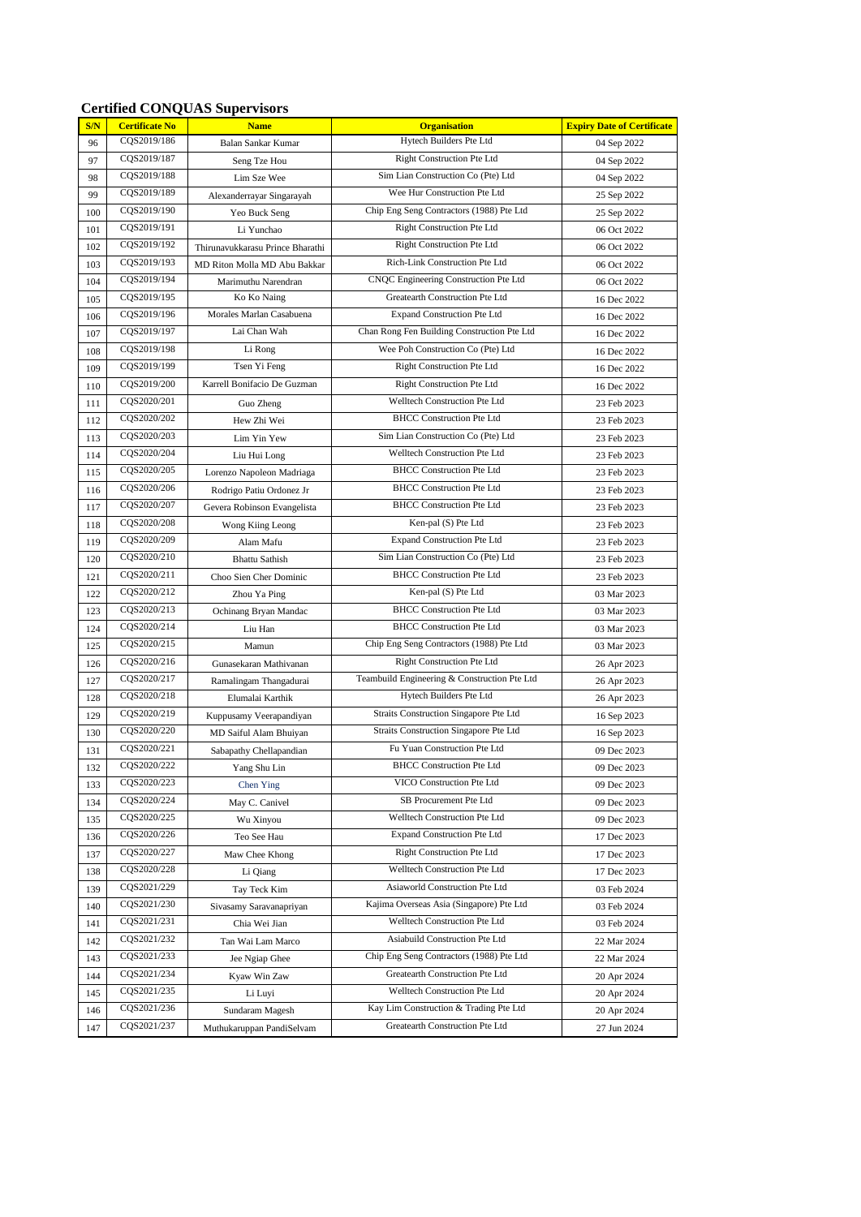**Certified CONQUAS Supervisors**

| S/N | Certificate No | Name | Organisation | Expiry Date of Certificate |
|---|---|---|---|---|
| 96 | CQS2019/186 | Balan Sankar Kumar | Hytech Builders Pte Ltd | 04 Sep 2022 |
| 97 | CQS2019/187 | Seng Tze Hou | Right Construction Pte Ltd | 04 Sep 2022 |
| 98 | CQS2019/188 | Lim Sze Wee | Sim Lian Construction Co (Pte) Ltd | 04 Sep 2022 |
| 99 | CQS2019/189 | Alexanderrayar Singarayah | Wee Hur Construction Pte Ltd | 25 Sep 2022 |
| 100 | CQS2019/190 | Yeo Buck Seng | Chip Eng Seng Contractors (1988) Pte Ltd | 25 Sep 2022 |
| 101 | CQS2019/191 | Li Yunchao | Right Construction Pte Ltd | 06 Oct 2022 |
| 102 | CQS2019/192 | Thirunavukkarasu Prince Bharathi | Right Construction Pte Ltd | 06 Oct 2022 |
| 103 | CQS2019/193 | MD Riton Molla MD Abu Bakkar | Rich-Link Construction Pte Ltd | 06 Oct 2022 |
| 104 | CQS2019/194 | Marimuthu Narendran | CNQC Engineering Construction Pte Ltd | 06 Oct 2022 |
| 105 | CQS2019/195 | Ko Ko Naing | Greatearth Construction Pte Ltd | 16 Dec 2022 |
| 106 | CQS2019/196 | Morales Marlan Casabuena | Expand Construction Pte Ltd | 16 Dec 2022 |
| 107 | CQS2019/197 | Lai Chan Wah | Chan Rong Fen Building Construction Pte Ltd | 16 Dec 2022 |
| 108 | CQS2019/198 | Li Rong | Wee Poh Construction Co (Pte) Ltd | 16 Dec 2022 |
| 109 | CQS2019/199 | Tsen Yi Feng | Right Construction Pte Ltd | 16 Dec 2022 |
| 110 | CQS2019/200 | Karrell Bonifacio De Guzman | Right Construction Pte Ltd | 16 Dec 2022 |
| 111 | CQS2020/201 | Guo Zheng | Welltech Construction Pte Ltd | 23 Feb 2023 |
| 112 | CQS2020/202 | Hew Zhi Wei | BHCC Construction Pte Ltd | 23 Feb 2023 |
| 113 | CQS2020/203 | Lim Yin Yew | Sim Lian Construction Co (Pte) Ltd | 23 Feb 2023 |
| 114 | CQS2020/204 | Liu Hui Long | Welltech Construction Pte Ltd | 23 Feb 2023 |
| 115 | CQS2020/205 | Lorenzo Napoleon Madriaga | BHCC Construction Pte Ltd | 23 Feb 2023 |
| 116 | CQS2020/206 | Rodrigo Patiu Ordonez Jr | BHCC Construction Pte Ltd | 23 Feb 2023 |
| 117 | CQS2020/207 | Gevera Robinson Evangelista | BHCC Construction Pte Ltd | 23 Feb 2023 |
| 118 | CQS2020/208 | Wong Kiing Leong | Ken-pal (S) Pte Ltd | 23 Feb 2023 |
| 119 | CQS2020/209 | Alam Mafu | Expand Construction Pte Ltd | 23 Feb 2023 |
| 120 | CQS2020/210 | Bhattu Sathish | Sim Lian Construction Co (Pte) Ltd | 23 Feb 2023 |
| 121 | CQS2020/211 | Choo Sien Cher Dominic | BHCC Construction Pte Ltd | 23 Feb 2023 |
| 122 | CQS2020/212 | Zhou Ya Ping | Ken-pal (S) Pte Ltd | 03 Mar 2023 |
| 123 | CQS2020/213 | Ochinang Bryan Mandac | BHCC Construction Pte Ltd | 03 Mar 2023 |
| 124 | CQS2020/214 | Liu Han | BHCC Construction Pte Ltd | 03 Mar 2023 |
| 125 | CQS2020/215 | Mamun | Chip Eng Seng Contractors (1988) Pte Ltd | 03 Mar 2023 |
| 126 | CQS2020/216 | Gunasekaran Mathivanan | Right Construction Pte Ltd | 26 Apr 2023 |
| 127 | CQS2020/217 | Ramalingam Thangadurai | Teambuild Engineering & Construction Pte Ltd | 26 Apr 2023 |
| 128 | CQS2020/218 | Elumalai Karthik | Hytech Builders Pte Ltd | 26 Apr 2023 |
| 129 | CQS2020/219 | Kuppusamy Veerapandiyan | Straits Construction Singapore Pte Ltd | 16 Sep 2023 |
| 130 | CQS2020/220 | MD Saiful Alam Bhuiyan | Straits Construction Singapore Pte Ltd | 16 Sep 2023 |
| 131 | CQS2020/221 | Sabapathy Chellapandian | Fu Yuan Construction Pte Ltd | 09 Dec 2023 |
| 132 | CQS2020/222 | Yang Shu Lin | BHCC Construction Pte Ltd | 09 Dec 2023 |
| 133 | CQS2020/223 | Chen Ying | VICO Construction Pte Ltd | 09 Dec 2023 |
| 134 | CQS2020/224 | May C. Canivel | SB Procurement Pte Ltd | 09 Dec 2023 |
| 135 | CQS2020/225 | Wu Xinyou | Welltech Construction Pte Ltd | 09 Dec 2023 |
| 136 | CQS2020/226 | Teo See Hau | Expand Construction Pte Ltd | 17 Dec 2023 |
| 137 | CQS2020/227 | Maw Chee Khong | Right Construction Pte Ltd | 17 Dec 2023 |
| 138 | CQS2020/228 | Li Qiang | Welltech Construction Pte Ltd | 17 Dec 2023 |
| 139 | CQS2021/229 | Tay Teck Kim | Asiaworld Construction Pte Ltd | 03 Feb 2024 |
| 140 | CQS2021/230 | Sivasamy Saravanapriyan | Kajima Overseas Asia (Singapore) Pte Ltd | 03 Feb 2024 |
| 141 | CQS2021/231 | Chia Wei Jian | Welltech Construction Pte Ltd | 03 Feb 2024 |
| 142 | CQS2021/232 | Tan Wai Lam Marco | Asiabuild Construction Pte Ltd | 22 Mar 2024 |
| 143 | CQS2021/233 | Jee Ngiap Ghee | Chip Eng Seng Contractors (1988) Pte Ltd | 22 Mar 2024 |
| 144 | CQS2021/234 | Kyaw Win Zaw | Greatearth Construction Pte Ltd | 20 Apr 2024 |
| 145 | CQS2021/235 | Li Luyi | Welltech Construction Pte Ltd | 20 Apr 2024 |
| 146 | CQS2021/236 | Sundaram Magesh | Kay Lim Construction & Trading Pte Ltd | 20 Apr 2024 |
| 147 | CQS2021/237 | Muthukaruppan PandiSelvam | Greatearth Construction Pte Ltd | 27 Jun 2024 |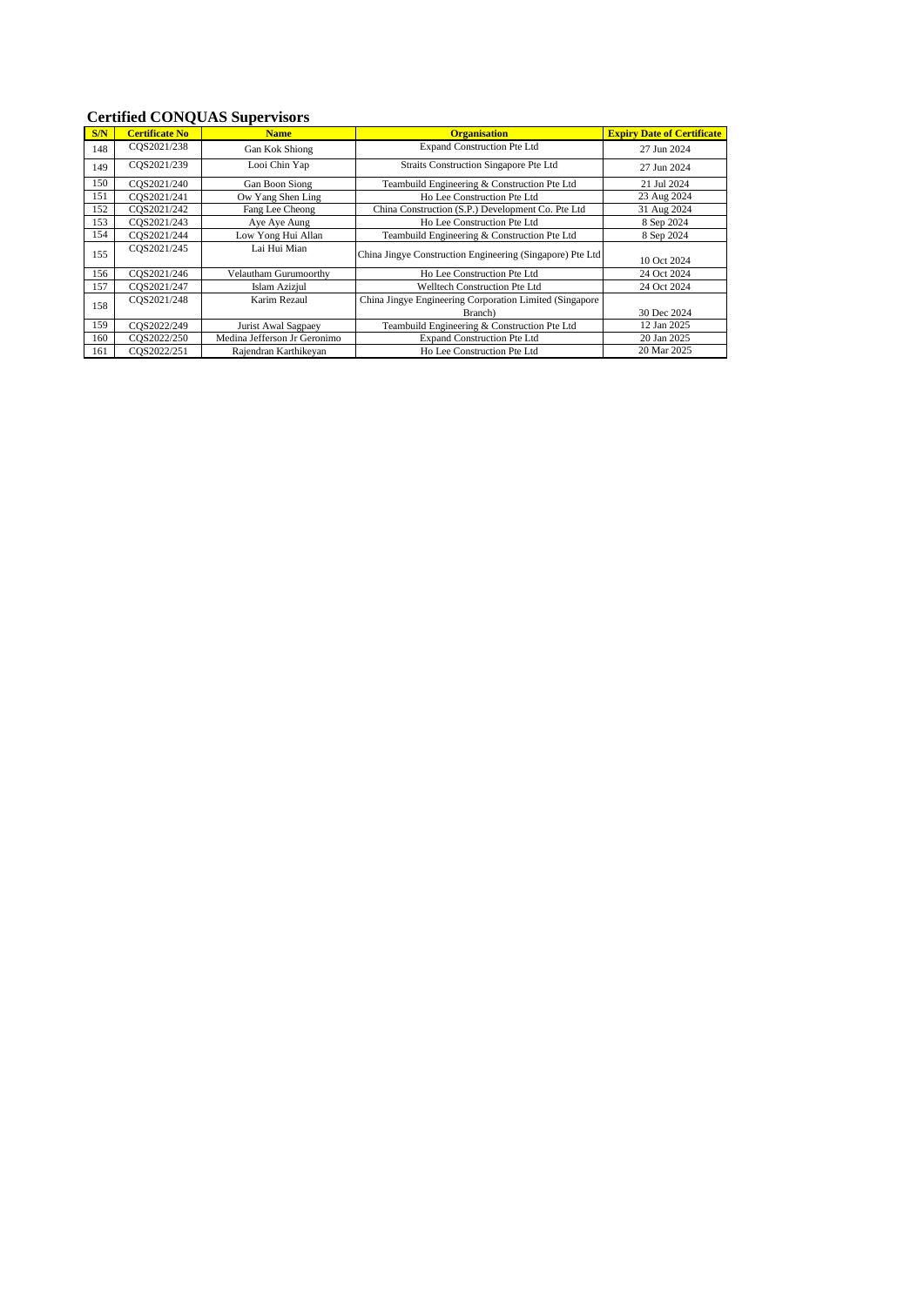## Certified CONQUAS Supervisors

| S/N | Certificate No | Name | Organisation | Expiry Date of Certificate |
|---|---|---|---|---|
| 148 | CQS2021/238 | Gan Kok Shiong | Expand Construction Pte Ltd | 27 Jun 2024 |
| 149 | CQS2021/239 | Looi Chin Yap | Straits Construction Singapore Pte Ltd | 27 Jun 2024 |
| 150 | CQS2021/240 | Gan Boon Siong | Teambuild Engineering & Construction Pte Ltd | 21 Jul 2024 |
| 151 | CQS2021/241 | Ow Yang Shen Ling | Ho Lee Construction Pte Ltd | 23 Aug 2024 |
| 152 | CQS2021/242 | Fang Lee Cheong | China Construction (S.P.) Development Co. Pte Ltd | 31 Aug 2024 |
| 153 | CQS2021/243 | Aye Aye Aung | Ho Lee Construction Pte Ltd | 8 Sep 2024 |
| 154 | CQS2021/244 | Low Yong Hui Allan | Teambuild Engineering & Construction Pte Ltd | 8 Sep 2024 |
| 155 | CQS2021/245 | Lai Hui Mian | China Jingye Construction Engineering (Singapore) Pte Ltd | 10 Oct 2024 |
| 156 | CQS2021/246 | Velautham Gurumoorthy | Ho Lee Construction Pte Ltd | 24 Oct 2024 |
| 157 | CQS2021/247 | Islam Azizjul | Welltech Construction Pte Ltd | 24 Oct 2024 |
| 158 | CQS2021/248 | Karim Rezaul | China Jingye Engineering Corporation Limited (Singapore Branch) | 30 Dec 2024 |
| 159 | CQS2022/249 | Jurist Awal Sagpaey | Teambuild Engineering & Construction Pte Ltd | 12 Jan 2025 |
| 160 | CQS2022/250 | Medina Jefferson Jr Geronimo | Expand Construction Pte Ltd | 20 Jan 2025 |
| 161 | CQS2022/251 | Rajendran Karthikeyan | Ho Lee Construction Pte Ltd | 20 Mar 2025 |